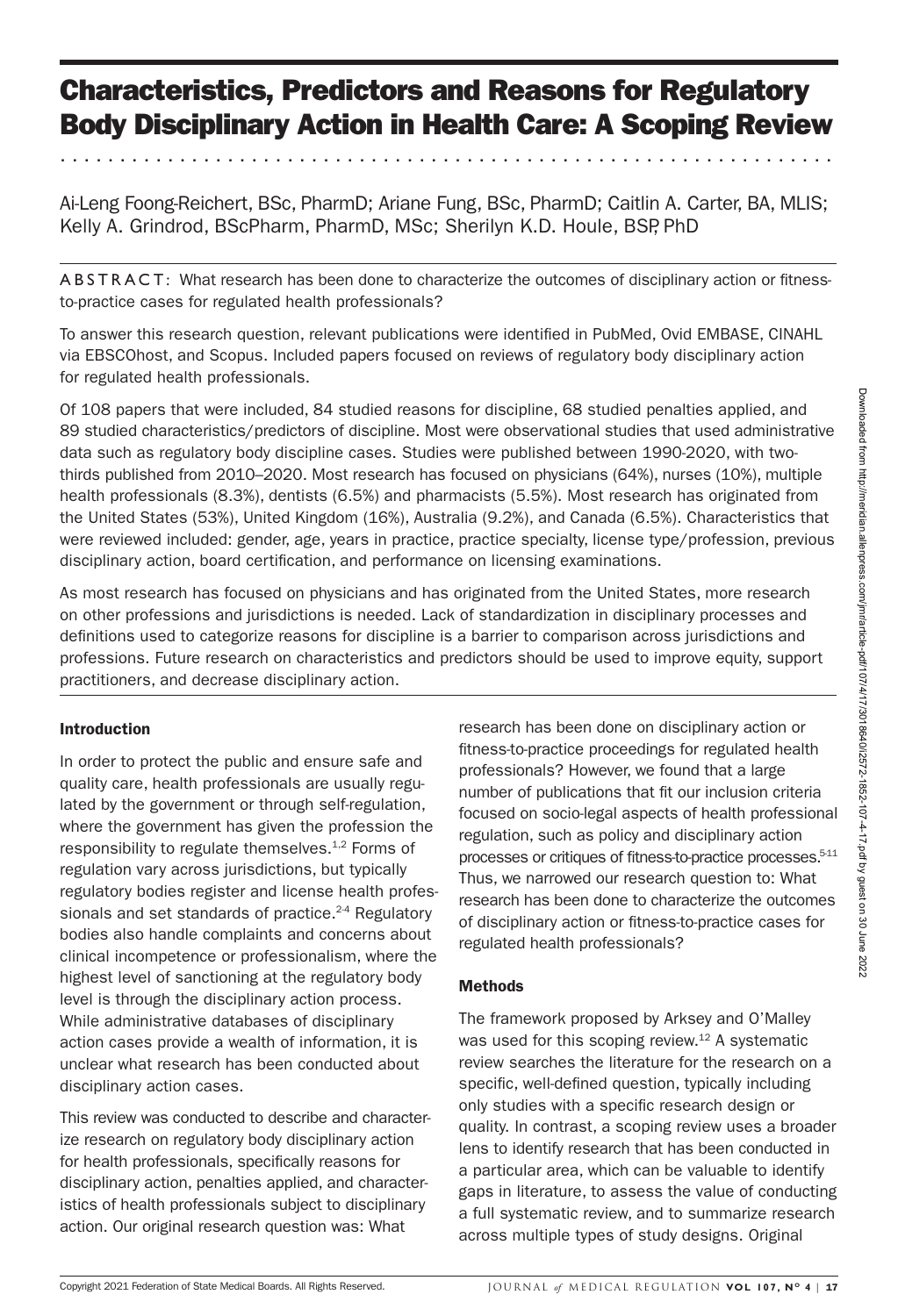# Characteristics, Predictors and Reasons for Regulatory Body Disciplinary Action in Health Care: A Scoping Review

Ai-Leng Foong-Reichert, BSc, PharmD; Ariane Fung, BSc, PharmD; Caitlin A. Carter, BA, MLIS; Kelly A. Grindrod, BScPharm, PharmD, MSc; Sherilyn K.D. Houle, BSP, PhD

ABSTRACT: What research has been done to characterize the outcomes of disciplinary action or fitness-to-practice cases for regulated health professionals?

To answer this research question, relevant publications were identified in PubMed, Ovid EMBASE, CINAHL via EBSCOhost, and Scopus. Included papers focused on reviews of regulatory body disciplinary action for regulated health professionals.

Of 108 papers that were included, 84 studied reasons for discipline, 68 studied penalties applied, and 89 studied characteristics/predictors of discipline. Most were observational studies that used administrative data such as regulatory body discipline cases. Studies were published between 1990-2020, with two-thirds published from 2010–2020. Most research has focused on physicians (64%), nurses (10%), multiple health professionals (8.3%), dentists (6.5%) and pharmacists (5.5%). Most research has originated from the United States (53%), United Kingdom (16%), Australia (9.2%), and Canada (6.5%). Characteristics that were reviewed included: gender, age, years in practice, practice specialty, license type/profession, previous disciplinary action, board certification, and performance on licensing examinations.

As most research has focused on physicians and has originated from the United States, more research on other professions and jurisdictions is needed. Lack of standardization in disciplinary processes and definitions used to categorize reasons for discipline is a barrier to comparison across jurisdictions and professions. Future research on characteristics and predictors should be used to improve equity, support practitioners, and decrease disciplinary action.

## Introduction

In order to protect the public and ensure safe and quality care, health professionals are usually regulated by the government or through self-regulation, where the government has given the profession the responsibility to regulate themselves.[1,2] Forms of regulation vary across jurisdictions, but typically regulatory bodies register and license health professionals and set standards of practice.[2-4] Regulatory bodies also handle complaints and concerns about clinical incompetence or professionalism, where the highest level of sanctioning at the regulatory body level is through the disciplinary action process. While administrative databases of disciplinary action cases provide a wealth of information, it is unclear what research has been conducted about disciplinary action cases.

This review was conducted to describe and characterize research on regulatory body disciplinary action for health professionals, specifically reasons for disciplinary action, penalties applied, and characteristics of health professionals subject to disciplinary action. Our original research question was: What research has been done on disciplinary action or fitness-to-practice proceedings for regulated health professionals? However, we found that a large number of publications that fit our inclusion criteria focused on socio-legal aspects of health professional regulation, such as policy and disciplinary action processes or critiques of fitness-to-practice processes.[5-11] Thus, we narrowed our research question to: What research has been done to characterize the outcomes of disciplinary action or fitness-to-practice cases for regulated health professionals?

## Methods

The framework proposed by Arksey and O'Malley was used for this scoping review.[12] A systematic review searches the literature for the research on a specific, well-defined question, typically including only studies with a specific research design or quality. In contrast, a scoping review uses a broader lens to identify research that has been conducted in a particular area, which can be valuable to identify gaps in literature, to assess the value of conducting a full systematic review, and to summarize research across multiple types of study designs. Original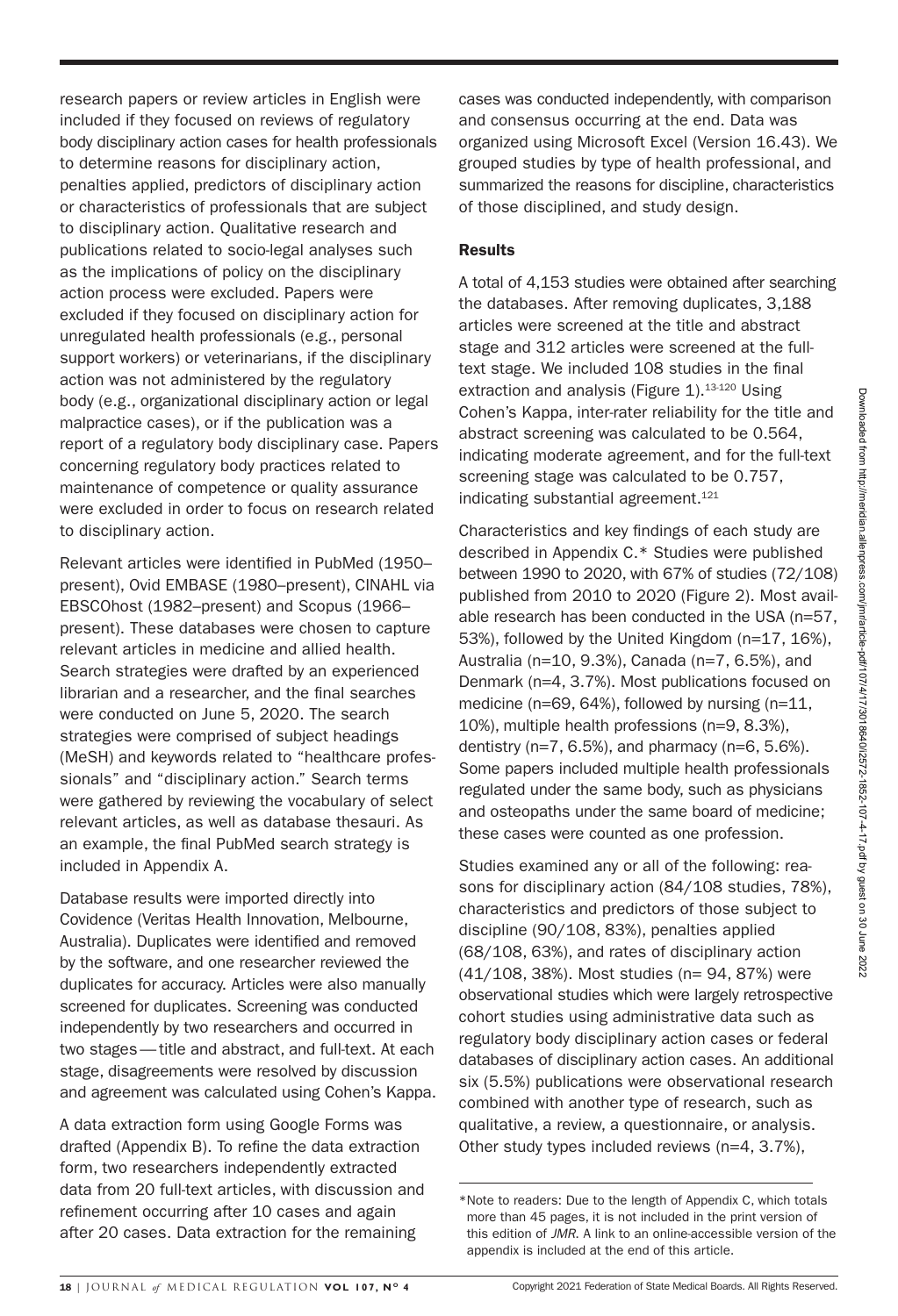research papers or review articles in English were included if they focused on reviews of regulatory body disciplinary action cases for health professionals to determine reasons for disciplinary action, penalties applied, predictors of disciplinary action or characteristics of professionals that are subject to disciplinary action. Qualitative research and publications related to socio-legal analyses such as the implications of policy on the disciplinary action process were excluded. Papers were excluded if they focused on disciplinary action for unregulated health professionals (e.g., personal support workers) or veterinarians, if the disciplinary action was not administered by the regulatory body (e.g., organizational disciplinary action or legal malpractice cases), or if the publication was a report of a regulatory body disciplinary case. Papers concerning regulatory body practices related to maintenance of competence or quality assurance were excluded in order to focus on research related to disciplinary action.

Relevant articles were identified in PubMed (1950–present), Ovid EMBASE (1980–present), CINAHL via EBSCOhost (1982–present) and Scopus (1966–present). These databases were chosen to capture relevant articles in medicine and allied health. Search strategies were drafted by an experienced librarian and a researcher, and the final searches were conducted on June 5, 2020. The search strategies were comprised of subject headings (MeSH) and keywords related to "healthcare professionals" and "disciplinary action." Search terms were gathered by reviewing the vocabulary of select relevant articles, as well as database thesauri. As an example, the final PubMed search strategy is included in Appendix A.

Database results were imported directly into Covidence (Veritas Health Innovation, Melbourne, Australia). Duplicates were identified and removed by the software, and one researcher reviewed the duplicates for accuracy. Articles were also manually screened for duplicates. Screening was conducted independently by two researchers and occurred in two stages — title and abstract, and full-text. At each stage, disagreements were resolved by discussion and agreement was calculated using Cohen's Kappa.

A data extraction form using Google Forms was drafted (Appendix B). To refine the data extraction form, two researchers independently extracted data from 20 full-text articles, with discussion and refinement occurring after 10 cases and again after 20 cases. Data extraction for the remaining cases was conducted independently, with comparison and consensus occurring at the end. Data was organized using Microsoft Excel (Version 16.43). We grouped studies by type of health professional, and summarized the reasons for discipline, characteristics of those disciplined, and study design.

## Results

A total of 4,153 studies were obtained after searching the databases. After removing duplicates, 3,188 articles were screened at the title and abstract stage and 312 articles were screened at the full-text stage. We included 108 studies in the final extraction and analysis (Figure 1).[13-120] Using Cohen's Kappa, inter-rater reliability for the title and abstract screening was calculated to be 0.564, indicating moderate agreement, and for the full-text screening stage was calculated to be 0.757, indicating substantial agreement.[121]

Characteristics and key findings of each study are described in Appendix C.* Studies were published between 1990 to 2020, with 67% of studies (72/108) published from 2010 to 2020 (Figure 2). Most available research has been conducted in the USA (n=57, 53%), followed by the United Kingdom (n=17, 16%), Australia (n=10, 9.3%), Canada (n=7, 6.5%), and Denmark (n=4, 3.7%). Most publications focused on medicine (n=69, 64%), followed by nursing (n=11, 10%), multiple health professions (n=9, 8.3%), dentistry (n=7, 6.5%), and pharmacy (n=6, 5.6%). Some papers included multiple health professionals regulated under the same body, such as physicians and osteopaths under the same board of medicine; these cases were counted as one profession.

Studies examined any or all of the following: reasons for disciplinary action (84/108 studies, 78%), characteristics and predictors of those subject to discipline (90/108, 83%), penalties applied (68/108, 63%), and rates of disciplinary action (41/108, 38%). Most studies (n= 94, 87%) were observational studies which were largely retrospective cohort studies using administrative data such as regulatory body disciplinary action cases or federal databases of disciplinary action cases. An additional six (5.5%) publications were observational research combined with another type of research, such as qualitative, a review, a questionnaire, or analysis. Other study types included reviews (n=4, 3.7%),

*Note to readers: Due to the length of Appendix C, which totals more than 45 pages, it is not included in the print version of this edition of *JMR*. A link to an online-accessible version of the appendix is included at the end of this article.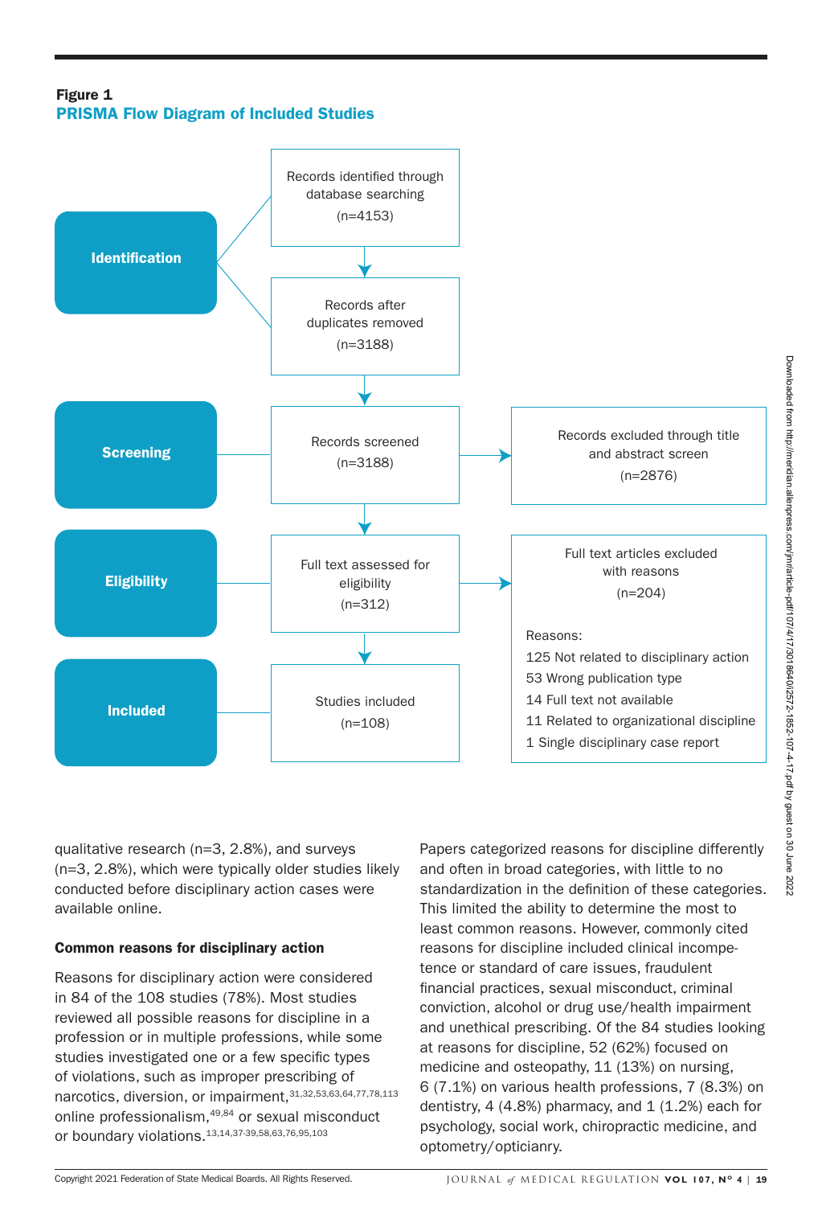**Figure 1**
**PRISMA Flow Diagram of Included Studies**

Identification

Records identified through database searching
(n=4153)

Records after duplicates removed
(n=3188)

Screening

Records screened
(n=3188)

Records excluded through title and abstract screen
(n=2876)

Eligibility

Full text assessed for eligibility
(n=312)

Full text articles excluded with reasons
(n=204)

Reasons:
125 Not related to disciplinary action
53 Wrong publication type
14 Full text not available
11 Related to organizational discipline
1 Single disciplinary case report

Included

Studies included
(n=108)

qualitative research (n=3, 2.8%), and surveys (n=3, 2.8%), which were typically older studies likely conducted before disciplinary action cases were available online.

### Common reasons for disciplinary action

Reasons for disciplinary action were considered in 84 of the 108 studies (78%). Most studies reviewed all possible reasons for discipline in a profession or in multiple professions, while some studies investigated one or a few specific types of violations, such as improper prescribing of narcotics, diversion, or impairment,[31,32,53,63,64,77,78,113] online professionalism,[49,84] or sexual misconduct or boundary violations.[13,14,37-39,58,63,76,95,103]

Papers categorized reasons for discipline differently and often in broad categories, with little to no standardization in the definition of these categories. This limited the ability to determine the most to least common reasons. However, commonly cited reasons for discipline included clinical incompetence or standard of care issues, fraudulent financial practices, sexual misconduct, criminal conviction, alcohol or drug use/health impairment and unethical prescribing. Of the 84 studies looking at reasons for discipline, 52 (62%) focused on medicine and osteopathy, 11 (13%) on nursing, 6 (7.1%) on various health professions, 7 (8.3%) on dentistry, 4 (4.8%) pharmacy, and 1 (1.2%) each for psychology, social work, chiropractic medicine, and optometry/opticianry.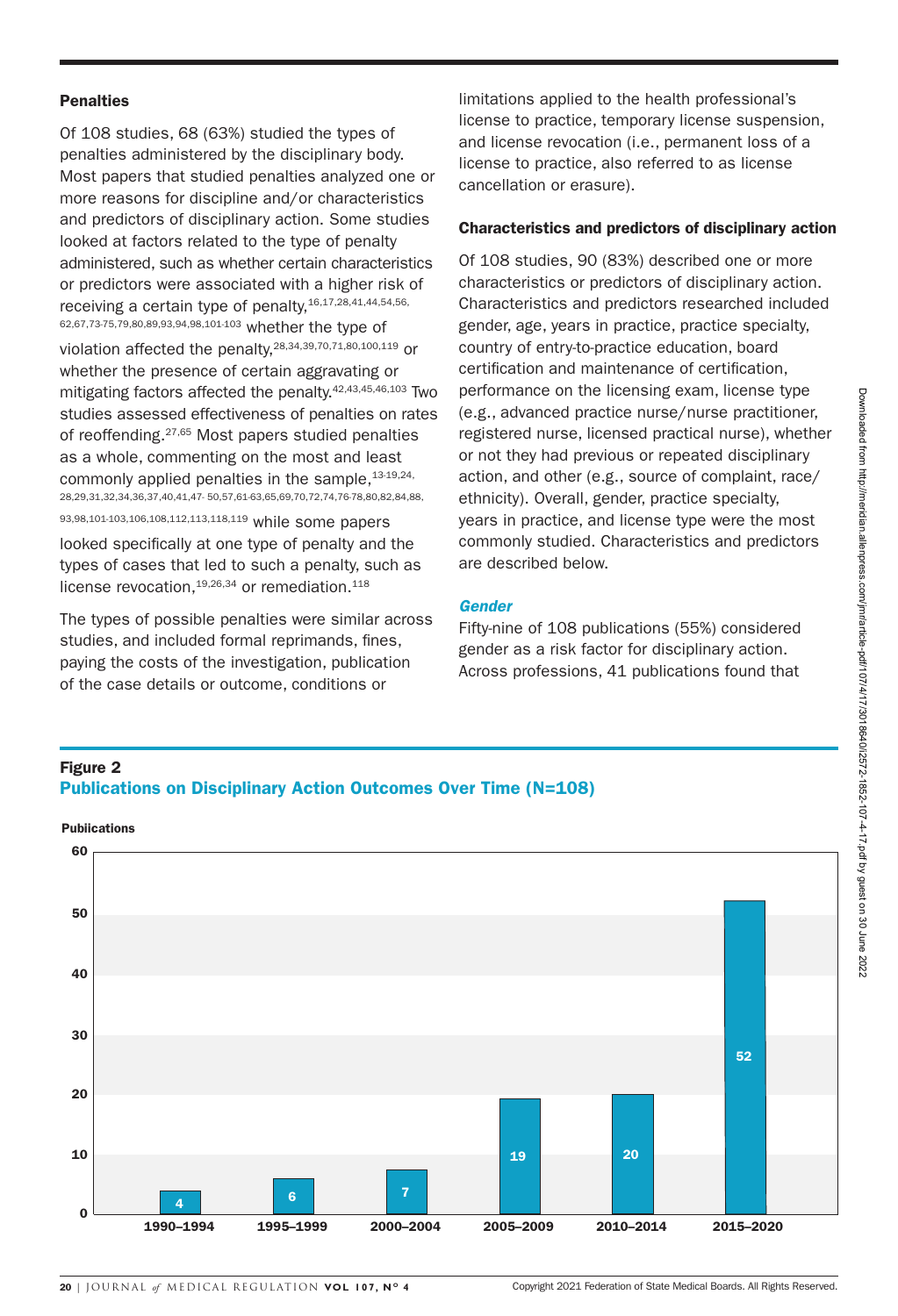### Penalties

Of 108 studies, 68 (63%) studied the types of penalties administered by the disciplinary body. Most papers that studied penalties analyzed one or more reasons for discipline and/or characteristics and predictors of disciplinary action. Some studies looked at factors related to the type of penalty administered, such as whether certain characteristics or predictors were associated with a higher risk of receiving a certain type of penalty,[16,17,28,41,44,54,56,62,67,73-75,79,80,89,93,94,98,101-103] whether the type of violation affected the penalty,[28,34,39,70,71,80,100,119] or whether the presence of certain aggravating or mitigating factors affected the penalty.[42,43,45,46,103] Two studies assessed effectiveness of penalties on rates of reoffending.[27,65] Most papers studied penalties as a whole, commenting on the most and least commonly applied penalties in the sample,[13-19,24,28,29,31,32,34,36,37,40,41,47-50,57,61-63,65,69,70,72,74,76-78,80,82,84,88,93,98,101-103,106,108,112,113,118,119] while some papers looked specifically at one type of penalty and the types of cases that led to such a penalty, such as license revocation,[19,26,34] or remediation.[118]

The types of possible penalties were similar across studies, and included formal reprimands, fines, paying the costs of the investigation, publication of the case details or outcome, conditions or limitations applied to the health professional's license to practice, temporary license suspension, and license revocation (i.e., permanent loss of a license to practice, also referred to as license cancellation or erasure).

### Characteristics and predictors of disciplinary action

Of 108 studies, 90 (83%) described one or more characteristics or predictors of disciplinary action. Characteristics and predictors researched included gender, age, years in practice, practice specialty, country of entry-to-practice education, board certification and maintenance of certification, performance on the licensing exam, license type (e.g., advanced practice nurse/nurse practitioner, registered nurse, licensed practical nurse), whether or not they had previous or repeated disciplinary action, and other (e.g., source of complaint, race/ethnicity). Overall, gender, practice specialty, years in practice, and license type were the most commonly studied. Characteristics and predictors are described below.

#### *Gender*

Fifty-nine of 108 publications (55%) considered gender as a risk factor for disciplinary action. Across professions, 41 publications found that

**Figure 2**
**Publications on Disciplinary Action Outcomes Over Time (N=108)**

| Period | Publications |
|---|---|
| 1990–1994 | 4 |
| 1995–1999 | 6 |
| 2000–2004 | 7 |
| 2005–2009 | 19 |
| 2010–2014 | 20 |
| 2015–2020 | 52 |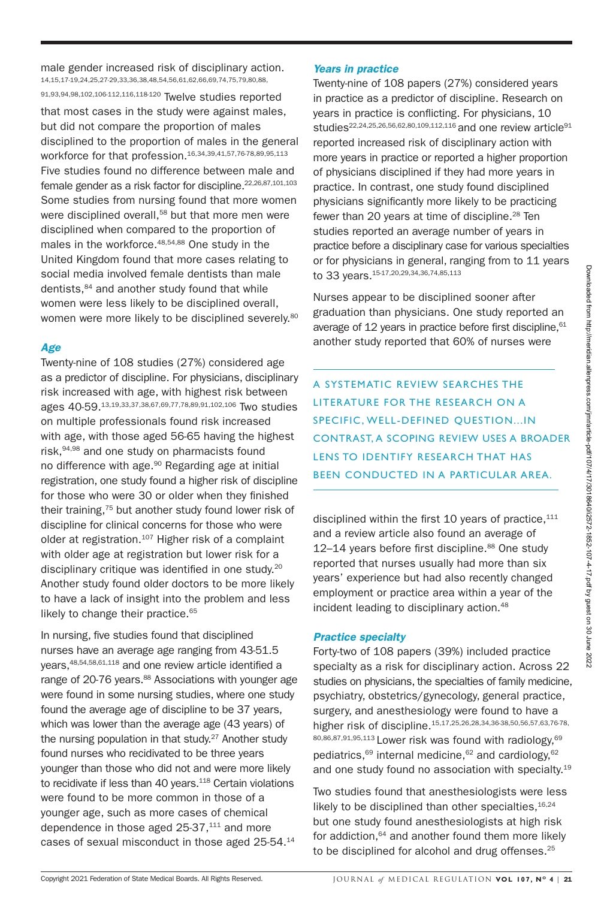male gender increased risk of disciplinary action.[14,15,17-19,24,25,27-29,33,36,38,48,54,56,61,62,66,69,74,75,79,80,88,91,93,94,98,102,106-112,116,118-120] Twelve studies reported that most cases in the study were against males, but did not compare the proportion of males disciplined to the proportion of males in the general workforce for that profession.[16,34,39,41,57,76-78,89,95,113] Five studies found no difference between male and female gender as a risk factor for discipline.[22,26,87,101,103] Some studies from nursing found that more women were disciplined overall,[58] but that more men were disciplined when compared to the proportion of males in the workforce.[48,54,88] One study in the United Kingdom found that more cases relating to social media involved female dentists than male dentists,[84] and another study found that while women were less likely to be disciplined overall, women were more likely to be disciplined severely.[80]

### *Age*

Twenty-nine of 108 studies (27%) considered age as a predictor of discipline. For physicians, disciplinary risk increased with age, with highest risk between ages 40-59.[13,19,33,37,38,67,69,77,78,89,91,102,106] Two studies on multiple professionals found risk increased with age, with those aged 56-65 having the highest risk,[94,98] and one study on pharmacists found no difference with age.[90] Regarding age at initial registration, one study found a higher risk of discipline for those who were 30 or older when they finished their training,[75] but another study found lower risk of discipline for clinical concerns for those who were older at registration.[107] Higher risk of a complaint with older age at registration but lower risk for a disciplinary critique was identified in one study.[20] Another study found older doctors to be more likely to have a lack of insight into the problem and less likely to change their practice.[65]

In nursing, five studies found that disciplined nurses have an average age ranging from 43-51.5 years,[48,54,58,61,118] and one review article identified a range of 20-76 years.[88] Associations with younger age were found in some nursing studies, where one study found the average age of discipline to be 37 years, which was lower than the average age (43 years) of the nursing population in that study.[27] Another study found nurses who recidivated to be three years younger than those who did not and were more likely to recidivate if less than 40 years.[118] Certain violations were found to be more common in those of a younger age, such as more cases of chemical dependence in those aged 25-37,[111] and more cases of sexual misconduct in those aged 25-54.[14]

### *Years in practice*

Twenty-nine of 108 papers (27%) considered years in practice as a predictor of discipline. Research on years in practice is conflicting. For physicians, 10 studies[22,24,25,26,56,62,80,109,112,116] and one review article[91] reported increased risk of disciplinary action with more years in practice or reported a higher proportion of physicians disciplined if they had more years in practice. In contrast, one study found disciplined physicians significantly more likely to be practicing fewer than 20 years at time of discipline.[28] Ten studies reported an average number of years in practice before a disciplinary case for various specialties or for physicians in general, ranging from to 11 years to 33 years.[15-17,20,29,34,36,74,85,113]

Nurses appear to be disciplined sooner after graduation than physicians. One study reported an average of 12 years in practice before first discipline,[61] another study reported that 60% of nurses were disciplined within the first 10 years of practice,[111] and a review article also found an average of 12–14 years before first discipline.[88] One study reported that nurses usually had more than six years' experience but had also recently changed employment or practice area within a year of the incident leading to disciplinary action.[48]

A SYSTEMATIC REVIEW SEARCHES THE LITERATURE FOR THE RESEARCH ON A SPECIFIC, WELL-DEFINED QUESTION...IN CONTRAST, A SCOPING REVIEW USES A BROADER LENS TO IDENTIFY RESEARCH THAT HAS BEEN CONDUCTED IN A PARTICULAR AREA.

### *Practice specialty*

Forty-two of 108 papers (39%) included practice specialty as a risk for disciplinary action. Across 22 studies on physicians, the specialties of family medicine, psychiatry, obstetrics/gynecology, general practice, surgery, and anesthesiology were found to have a higher risk of discipline.[15,17,25,26,28,34,36-38,50,56,57,63,76-78,80,86,87,91,95,113] Lower risk was found with radiology,[69] pediatrics,[69] internal medicine,[62] and cardiology,[62] and one study found no association with specialty.[19]

Two studies found that anesthesiologists were less likely to be disciplined than other specialties,[16,24] but one study found anesthesiologists at high risk for addiction,[64] and another found them more likely to be disciplined for alcohol and drug offenses.[25]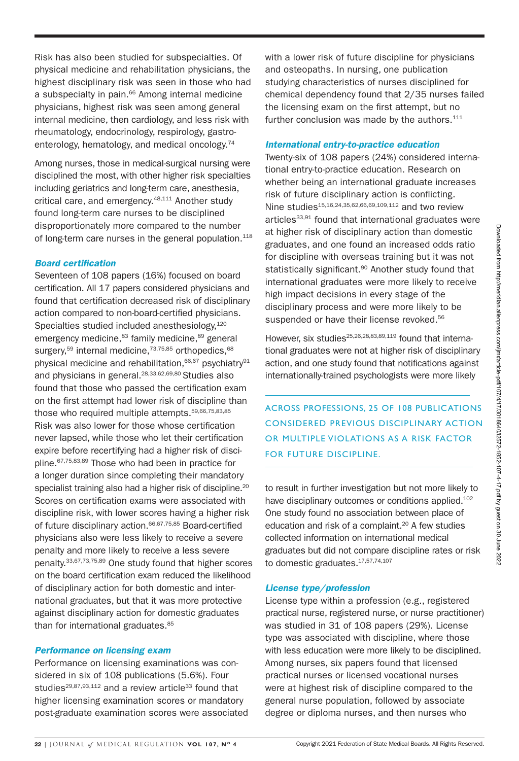Risk has also been studied for subspecialties. Of physical medicine and rehabilitation physicians, the highest disciplinary risk was seen in those who had a subspecialty in pain.[66] Among internal medicine physicians, highest risk was seen among general internal medicine, then cardiology, and less risk with rheumatology, endocrinology, respirology, gastroenterology, hematology, and medical oncology.[74]

Among nurses, those in medical-surgical nursing were disciplined the most, with other higher risk specialties including geriatrics and long-term care, anesthesia, critical care, and emergency.[48,111] Another study found long-term care nurses to be disciplined disproportionately more compared to the number of long-term care nurses in the general population.[118]

### *Board certification*

Seventeen of 108 papers (16%) focused on board certification. All 17 papers considered physicians and found that certification decreased risk of disciplinary action compared to non-board-certified physicians. Specialties studied included anesthesiology,[120] emergency medicine,[83] family medicine,[89] general surgery,[59] internal medicine,[73,75,85] orthopedics,[68] physical medicine and rehabilitation,[66,67] psychiatry[91] and physicians in general.[28,33,62,69,80] Studies also found that those who passed the certification exam on the first attempt had lower risk of discipline than those who required multiple attempts.[59,66,75,83,85] Risk was also lower for those whose certification never lapsed, while those who let their certification expire before recertifying had a higher risk of discipline.[67,75,83,89] Those who had been in practice for a longer duration since completing their mandatory specialist training also had a higher risk of discipline.[20] Scores on certification exams were associated with discipline risk, with lower scores having a higher risk of future disciplinary action.[66,67,75,85] Board-certified physicians also were less likely to receive a severe penalty and more likely to receive a less severe penalty.[33,67,73,75,89] One study found that higher scores on the board certification exam reduced the likelihood of disciplinary action for both domestic and international graduates, but that it was more protective against disciplinary action for domestic graduates than for international graduates.[85]

### *Performance on licensing exam*

Performance on licensing examinations was considered in six of 108 publications (5.6%). Four studies[29,87,93,112] and a review article[33] found that higher licensing examination scores or mandatory post-graduate examination scores were associated with a lower risk of future discipline for physicians and osteopaths. In nursing, one publication studying characteristics of nurses disciplined for chemical dependency found that 2/35 nurses failed the licensing exam on the first attempt, but no further conclusion was made by the authors.[111]

### *International entry-to-practice education*

Twenty-six of 108 papers (24%) considered international entry-to-practice education. Research on whether being an international graduate increases risk of future disciplinary action is conflicting. Nine studies[15,16,24,35,62,66,69,109,112] and two review articles[33,91] found that international graduates were at higher risk of disciplinary action than domestic graduates, and one found an increased odds ratio for discipline with overseas training but it was not statistically significant.[90] Another study found that international graduates were more likely to receive high impact decisions in every stage of the disciplinary process and were more likely to be suspended or have their license revoked.[56]

However, six studies[25,26,28,83,89,119] found that international graduates were not at higher risk of disciplinary action, and one study found that notifications against internationally-trained psychologists were more likely to result in further investigation but not more likely to have disciplinary outcomes or conditions applied.[102] One study found no association between place of education and risk of a complaint.[20] A few studies collected information on international medical graduates but did not compare discipline rates or risk to domestic graduates.[17,57,74,107]

> ACROSS PROFESSIONS, 25 OF 108 PUBLICATIONS CONSIDERED PREVIOUS DISCIPLINARY ACTION OR MULTIPLE VIOLATIONS AS A RISK FACTOR FOR FUTURE DISCIPLINE.

### *License type/profession*

License type within a profession (e.g., registered practical nurse, registered nurse, or nurse practitioner) was studied in 31 of 108 papers (29%). License type was associated with discipline, where those with less education were more likely to be disciplined. Among nurses, six papers found that licensed practical nurses or licensed vocational nurses were at highest risk of discipline compared to the general nurse population, followed by associate degree or diploma nurses, and then nurses who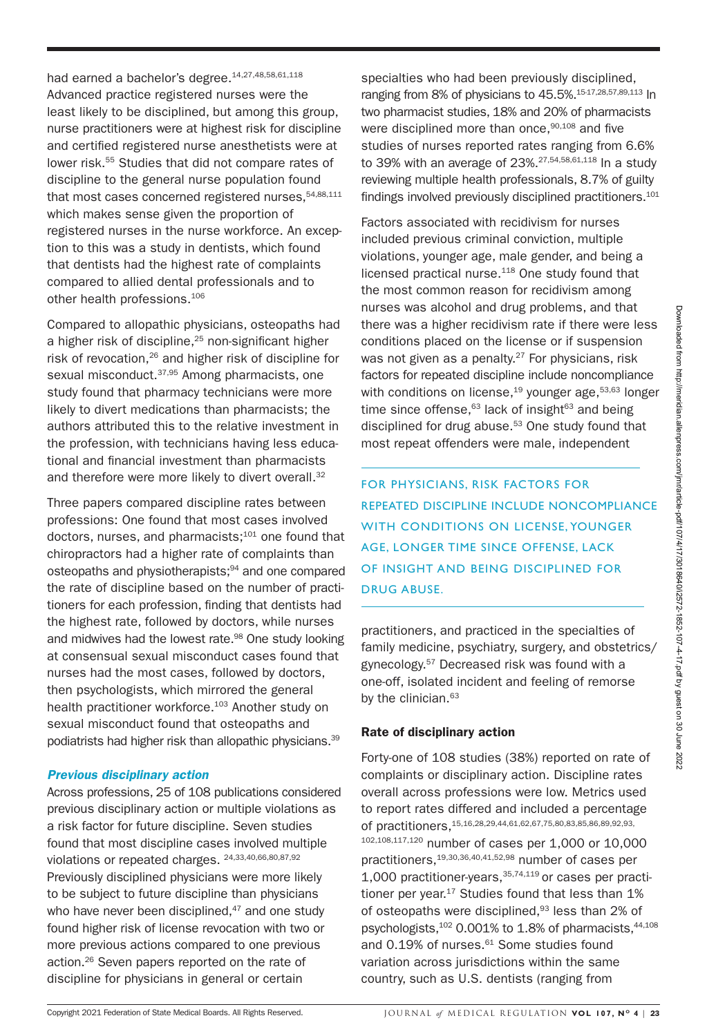had earned a bachelor's degree.[14,27,48,58,61,118] Advanced practice registered nurses were the least likely to be disciplined, but among this group, nurse practitioners were at highest risk for discipline and certified registered nurse anesthetists were at lower risk.[55] Studies that did not compare rates of discipline to the general nurse population found that most cases concerned registered nurses,[54,88,111] which makes sense given the proportion of registered nurses in the nurse workforce. An exception to this was a study in dentists, which found that dentists had the highest rate of complaints compared to allied dental professionals and to other health professions.[106]

Compared to allopathic physicians, osteopaths had a higher risk of discipline,[25] non-significant higher risk of revocation,[26] and higher risk of discipline for sexual misconduct.[37,95] Among pharmacists, one study found that pharmacy technicians were more likely to divert medications than pharmacists; the authors attributed this to the relative investment in the profession, with technicians having less educational and financial investment than pharmacists and therefore were more likely to divert overall.[32]

Three papers compared discipline rates between professions: One found that most cases involved doctors, nurses, and pharmacists;[101] one found that chiropractors had a higher rate of complaints than osteopaths and physiotherapists;[94] and one compared the rate of discipline based on the number of practitioners for each profession, finding that dentists had the highest rate, followed by doctors, while nurses and midwives had the lowest rate.[98] One study looking at consensual sexual misconduct cases found that nurses had the most cases, followed by doctors, then psychologists, which mirrored the general health practitioner workforce.[103] Another study on sexual misconduct found that osteopaths and podiatrists had higher risk than allopathic physicians.[39]

### *Previous disciplinary action*

Across professions, 25 of 108 publications considered previous disciplinary action or multiple violations as a risk factor for future discipline. Seven studies found that most discipline cases involved multiple violations or repeated charges.[24,33,40,66,80,87,92] Previously disciplined physicians were more likely to be subject to future discipline than physicians who have never been disciplined,[47] and one study found higher risk of license revocation with two or more previous actions compared to one previous action.[26] Seven papers reported on the rate of discipline for physicians in general or certain specialties who had been previously disciplined, ranging from 8% of physicians to 45.5%.[15-17,28,57,89,113] In two pharmacist studies, 18% and 20% of pharmacists were disciplined more than once,[90,108] and five studies of nurses reported rates ranging from 6.6% to 39% with an average of 23%.[27,54,58,61,118] In a study reviewing multiple health professionals, 8.7% of guilty findings involved previously disciplined practitioners.[101]

Factors associated with recidivism for nurses included previous criminal conviction, multiple violations, younger age, male gender, and being a licensed practical nurse.[118] One study found that the most common reason for recidivism among nurses was alcohol and drug problems, and that there was a higher recidivism rate if there were less conditions placed on the license or if suspension was not given as a penalty.[27] For physicians, risk factors for repeated discipline include noncompliance with conditions on license,[19] younger age,[53,63] longer time since offense,[63] lack of insight[63] and being disciplined for drug abuse.[53] One study found that most repeat offenders were male, independent practitioners, and practiced in the specialties of family medicine, psychiatry, surgery, and obstetrics/gynecology.[57] Decreased risk was found with a one-off, isolated incident and feeling of remorse by the clinician.[63]

> FOR PHYSICIANS, RISK FACTORS FOR REPEATED DISCIPLINE INCLUDE NONCOMPLIANCE WITH CONDITIONS ON LICENSE, YOUNGER AGE, LONGER TIME SINCE OFFENSE, LACK OF INSIGHT AND BEING DISCIPLINED FOR DRUG ABUSE.

### Rate of disciplinary action

Forty-one of 108 studies (38%) reported on rate of complaints or disciplinary action. Discipline rates overall across professions were low. Metrics used to report rates differed and included a percentage of practitioners,[15,16,28,29,44,61,62,67,75,80,83,85,86,89,92,93,102,108,117,120] number of cases per 1,000 or 10,000 practitioners,[19,30,36,40,41,52,98] number of cases per 1,000 practitioner-years,[35,74,119] or cases per practitioner per year.[17] Studies found that less than 1% of osteopaths were disciplined,[93] less than 2% of psychologists,[102] 0.001% to 1.8% of pharmacists,[44,108] and 0.19% of nurses.[61] Some studies found variation across jurisdictions within the same country, such as U.S. dentists (ranging from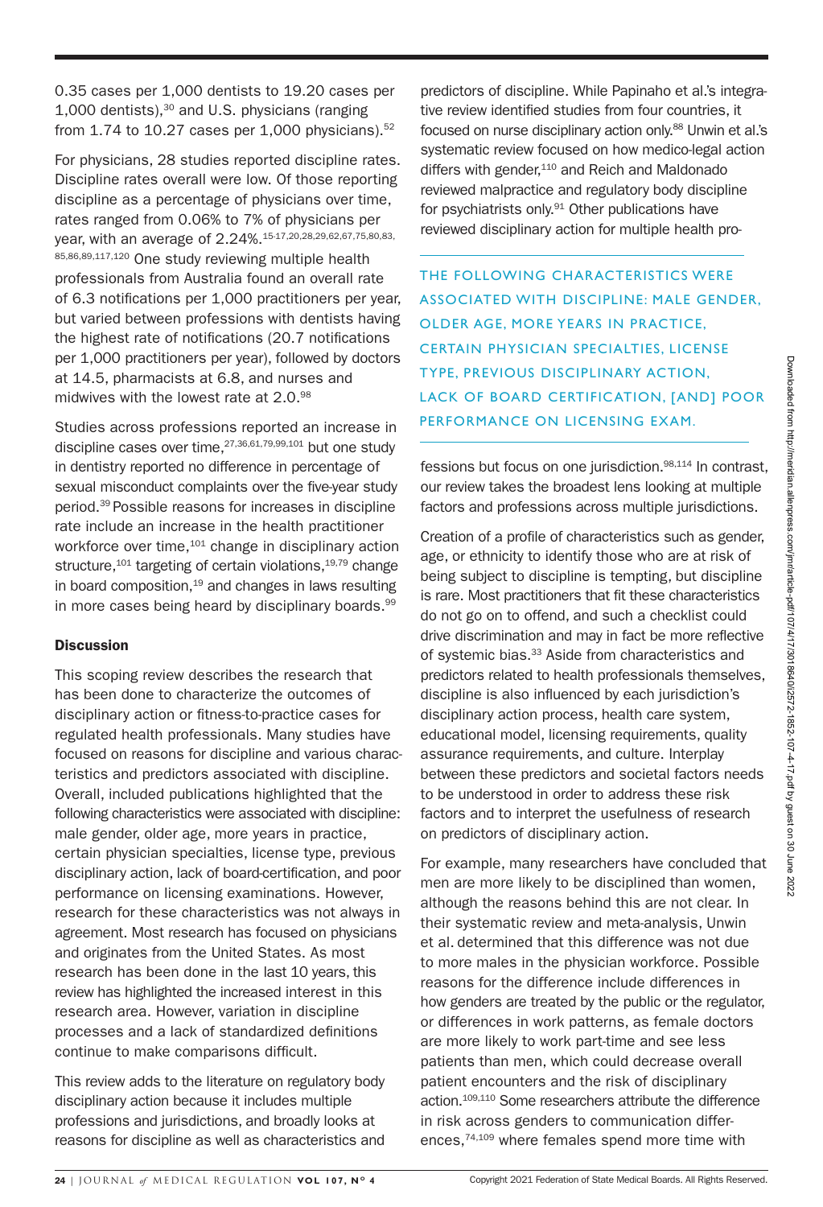0.35 cases per 1,000 dentists to 19.20 cases per 1,000 dentists),[30] and U.S. physicians (ranging from 1.74 to 10.27 cases per 1,000 physicians).[52]

For physicians, 28 studies reported discipline rates. Discipline rates overall were low. Of those reporting discipline as a percentage of physicians over time, rates ranged from 0.06% to 7% of physicians per year, with an average of 2.24%.[15-17,20,28,29,62,67,75,80,83,85,86,89,117,120] One study reviewing multiple health professionals from Australia found an overall rate of 6.3 notifications per 1,000 practitioners per year, but varied between professions with dentists having the highest rate of notifications (20.7 notifications per 1,000 practitioners per year), followed by doctors at 14.5, pharmacists at 6.8, and nurses and midwives with the lowest rate at 2.0.[98]

Studies across professions reported an increase in discipline cases over time,[27,36,61,79,99,101] but one study in dentistry reported no difference in percentage of sexual misconduct complaints over the five-year study period.[39] Possible reasons for increases in discipline rate include an increase in the health practitioner workforce over time,[101] change in disciplinary action structure,[101] targeting of certain violations,[19,79] change in board composition,[19] and changes in laws resulting in more cases being heard by disciplinary boards.[99]

### Discussion

This scoping review describes the research that has been done to characterize the outcomes of disciplinary action or fitness-to-practice cases for regulated health professionals. Many studies have focused on reasons for discipline and various characteristics and predictors associated with discipline. Overall, included publications highlighted that the following characteristics were associated with discipline: male gender, older age, more years in practice, certain physician specialties, license type, previous disciplinary action, lack of board-certification, and poor performance on licensing examinations. However, research for these characteristics was not always in agreement. Most research has focused on physicians and originates from the United States. As most research has been done in the last 10 years, this review has highlighted the increased interest in this research area. However, variation in discipline processes and a lack of standardized definitions continue to make comparisons difficult.

This review adds to the literature on regulatory body disciplinary action because it includes multiple professions and jurisdictions, and broadly looks at reasons for discipline as well as characteristics and predictors of discipline. While Papinaho et al.'s integrative review identified studies from four countries, it focused on nurse disciplinary action only.[88] Unwin et al.'s systematic review focused on how medico-legal action differs with gender,[110] and Reich and Maldonado reviewed malpractice and regulatory body discipline for psychiatrists only.[91] Other publications have reviewed disciplinary action for multiple health professions but focus on one jurisdiction.[98,114] In contrast, our review takes the broadest lens looking at multiple factors and professions across multiple jurisdictions.

> THE FOLLOWING CHARACTERISTICS WERE ASSOCIATED WITH DISCIPLINE: MALE GENDER, OLDER AGE, MORE YEARS IN PRACTICE, CERTAIN PHYSICIAN SPECIALTIES, LICENSE TYPE, PREVIOUS DISCIPLINARY ACTION, LACK OF BOARD CERTIFICATION, [AND] POOR PERFORMANCE ON LICENSING EXAM.

Creation of a profile of characteristics such as gender, age, or ethnicity to identify those who are at risk of being subject to discipline is tempting, but discipline is rare. Most practitioners that fit these characteristics do not go on to offend, and such a checklist could drive discrimination and may in fact be more reflective of systemic bias.[33] Aside from characteristics and predictors related to health professionals themselves, discipline is also influenced by each jurisdiction's disciplinary action process, health care system, educational model, licensing requirements, quality assurance requirements, and culture. Interplay between these predictors and societal factors needs to be understood in order to address these risk factors and to interpret the usefulness of research on predictors of disciplinary action.

For example, many researchers have concluded that men are more likely to be disciplined than women, although the reasons behind this are not clear. In their systematic review and meta-analysis, Unwin et al. determined that this difference was not due to more males in the physician workforce. Possible reasons for the difference include differences in how genders are treated by the public or the regulator, or differences in work patterns, as female doctors are more likely to work part-time and see less patients than men, which could decrease overall patient encounters and the risk of disciplinary action.[109,110] Some researchers attribute the difference in risk across genders to communication differences,[74,109] where females spend more time with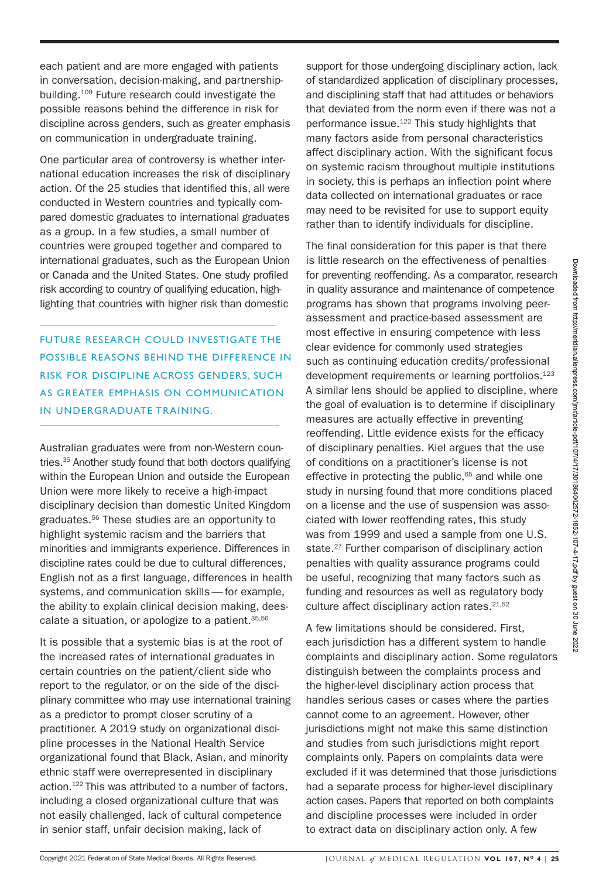each patient and are more engaged with patients in conversation, decision-making, and partnership-building.[109] Future research could investigate the possible reasons behind the difference in risk for discipline across genders, such as greater emphasis on communication in undergraduate training.

One particular area of controversy is whether international education increases the risk of disciplinary action. Of the 25 studies that identified this, all were conducted in Western countries and typically compared domestic graduates to international graduates as a group. In a few studies, a small number of countries were grouped together and compared to international graduates, such as the European Union or Canada and the United States. One study profiled risk according to country of qualifying education, highlighting that countries with higher risk than domestic Australian graduates were from non-Western countries.[35] Another study found that both doctors qualifying within the European Union and outside the European Union were more likely to receive a high-impact disciplinary decision than domestic United Kingdom graduates.[56] These studies are an opportunity to highlight systemic racism and the barriers that minorities and immigrants experience. Differences in discipline rates could be due to cultural differences, English not as a first language, differences in health systems, and communication skills — for example, the ability to explain clinical decision making, deescalate a situation, or apologize to a patient.[35,56]

> FUTURE RESEARCH COULD INVESTIGATE THE POSSIBLE REASONS BEHIND THE DIFFERENCE IN RISK FOR DISCIPLINE ACROSS GENDERS, SUCH AS GREATER EMPHASIS ON COMMUNICATION IN UNDERGRADUATE TRAINING.

It is possible that a systemic bias is at the root of the increased rates of international graduates in certain countries on the patient/client side who report to the regulator, or on the side of the disciplinary committee who may use international training as a predictor to prompt closer scrutiny of a practitioner. A 2019 study on organizational discipline processes in the National Health Service organizational found that Black, Asian, and minority ethnic staff were overrepresented in disciplinary action.[122] This was attributed to a number of factors, including a closed organizational culture that was not easily challenged, lack of cultural competence in senior staff, unfair decision making, lack of support for those undergoing disciplinary action, lack of standardized application of disciplinary processes, and disciplining staff that had attitudes or behaviors that deviated from the norm even if there was not a performance issue.[122] This study highlights that many factors aside from personal characteristics affect disciplinary action. With the significant focus on systemic racism throughout multiple institutions in society, this is perhaps an inflection point where data collected on international graduates or race may need to be revisited for use to support equity rather than to identify individuals for discipline.

The final consideration for this paper is that there is little research on the effectiveness of penalties for preventing reoffending. As a comparator, research in quality assurance and maintenance of competence programs has shown that programs involving peer-assessment and practice-based assessment are most effective in ensuring competence with less clear evidence for commonly used strategies such as continuing education credits/professional development requirements or learning portfolios.[123] A similar lens should be applied to discipline, where the goal of evaluation is to determine if disciplinary measures are actually effective in preventing reoffending. Little evidence exists for the efficacy of disciplinary penalties. Kiel argues that the use of conditions on a practitioner's license is not effective in protecting the public,[65] and while one study in nursing found that more conditions placed on a license and the use of suspension was associated with lower reoffending rates, this study was from 1999 and used a sample from one U.S. state.[27] Further comparison of disciplinary action penalties with quality assurance programs could be useful, recognizing that many factors such as funding and resources as well as regulatory body culture affect disciplinary action rates.[21,52]

A few limitations should be considered. First, each jurisdiction has a different system to handle complaints and disciplinary action. Some regulators distinguish between the complaints process and the higher-level disciplinary action process that handles serious cases or cases where the parties cannot come to an agreement. However, other jurisdictions might not make this same distinction and studies from such jurisdictions might report complaints only. Papers on complaints data were excluded if it was determined that those jurisdictions had a separate process for higher-level disciplinary action cases. Papers that reported on both complaints and discipline processes were included in order to extract data on disciplinary action only. A few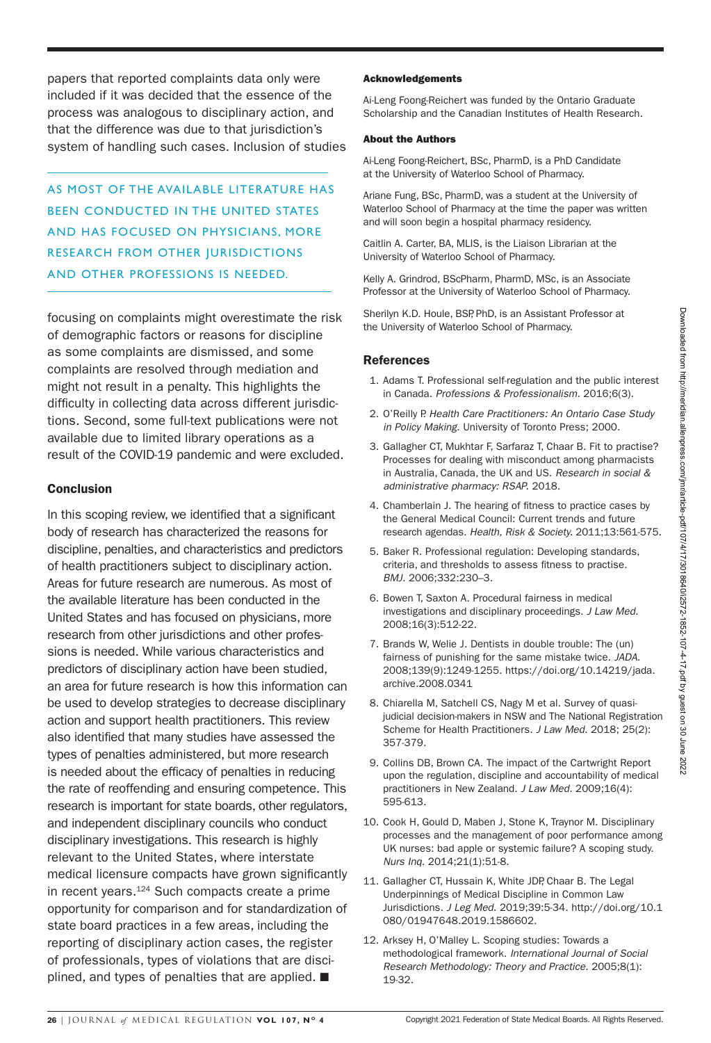papers that reported complaints data only were included if it was decided that the essence of the process was analogous to disciplinary action, and that the difference was due to that jurisdiction's system of handling such cases. Inclusion of studies focusing on complaints might overestimate the risk of demographic factors or reasons for discipline as some complaints are dismissed, and some complaints are resolved through mediation and might not result in a penalty. This highlights the difficulty in collecting data across different jurisdictions. Second, some full-text publications were not available due to limited library operations as a result of the COVID-19 pandemic and were excluded.

AS MOST OF THE AVAILABLE LITERATURE HAS BEEN CONDUCTED IN THE UNITED STATES AND HAS FOCUSED ON PHYSICIANS, MORE RESEARCH FROM OTHER JURISDICTIONS AND OTHER PROFESSIONS IS NEEDED.

## Conclusion

In this scoping review, we identified that a significant body of research has characterized the reasons for discipline, penalties, and characteristics and predictors of health practitioners subject to disciplinary action. Areas for future research are numerous. As most of the available literature has been conducted in the United States and has focused on physicians, more research from other jurisdictions and other professions is needed. While various characteristics and predictors of disciplinary action have been studied, an area for future research is how this information can be used to develop strategies to decrease disciplinary action and support health practitioners. This review also identified that many studies have assessed the types of penalties administered, but more research is needed about the efficacy of penalties in reducing the rate of reoffending and ensuring competence. This research is important for state boards, other regulators, and independent disciplinary councils who conduct disciplinary investigations. This research is highly relevant to the United States, where interstate medical licensure compacts have grown significantly in recent years.[124] Such compacts create a prime opportunity for comparison and for standardization of state board practices in a few areas, including the reporting of disciplinary action cases, the register of professionals, types of violations that are disciplined, and types of penalties that are applied. ■

#### Acknowledgements

Ai-Leng Foong-Reichert was funded by the Ontario Graduate Scholarship and the Canadian Institutes of Health Research.

#### About the Authors

Ai-Leng Foong-Reichert, BSc, PharmD, is a PhD Candidate at the University of Waterloo School of Pharmacy.

Ariane Fung, BSc, PharmD, was a student at the University of Waterloo School of Pharmacy at the time the paper was written and will soon begin a hospital pharmacy residency.

Caitlin A. Carter, BA, MLIS, is the Liaison Librarian at the University of Waterloo School of Pharmacy.

Kelly A. Grindrod, BScPharm, PharmD, MSc, is an Associate Professor at the University of Waterloo School of Pharmacy.

Sherilyn K.D. Houle, BSP, PhD, is an Assistant Professor at the University of Waterloo School of Pharmacy.

## References

1. Adams T. Professional self-regulation and the public interest in Canada. *Professions & Professionalism.* 2016;6(3).
2. O'Reilly P. *Health Care Practitioners: An Ontario Case Study in Policy Making.* University of Toronto Press; 2000.
3. Gallagher CT, Mukhtar F, Sarfaraz T, Chaar B. Fit to practise? Processes for dealing with misconduct among pharmacists in Australia, Canada, the UK and US. *Research in social & administrative pharmacy: RSAP.* 2018.
4. Chamberlain J. The hearing of fitness to practice cases by the General Medical Council: Current trends and future research agendas. *Health, Risk & Society.* 2011;13:561-575.
5. Baker R. Professional regulation: Developing standards, criteria, and thresholds to assess fitness to practise. *BMJ.* 2006;332:230–3.
6. Bowen T, Saxton A. Procedural fairness in medical investigations and disciplinary proceedings. *J Law Med.* 2008;16(3):512-22.
7. Brands W, Welie J. Dentists in double trouble: The (un) fairness of punishing for the same mistake twice. *JADA.* 2008;139(9):1249-1255. https://doi.org/10.14219/jada.archive.2008.0341
8. Chiarella M, Satchell CS, Nagy M et al. Survey of quasi-judicial decision-makers in NSW and The National Registration Scheme for Health Practitioners. *J Law Med.* 2018; 25(2): 357-379.
9. Collins DB, Brown CA. The impact of the Cartwright Report upon the regulation, discipline and accountability of medical practitioners in New Zealand. *J Law Med.* 2009;16(4): 595-613.
10. Cook H, Gould D, Maben J, Stone K, Traynor M. Disciplinary processes and the management of poor performance among UK nurses: bad apple or systemic failure? A scoping study. *Nurs Inq.* 2014;21(1):51-8.
11. Gallagher CT, Hussain K, White JDP, Chaar B. The Legal Underpinnings of Medical Discipline in Common Law Jurisdictions. *J Leg Med.* 2019;39:5-34. http://doi.org/10.1080/01947648.2019.1586602.
12. Arksey H, O'Malley L. Scoping studies: Towards a methodological framework. *International Journal of Social Research Methodology: Theory and Practice.* 2005;8(1): 19-32.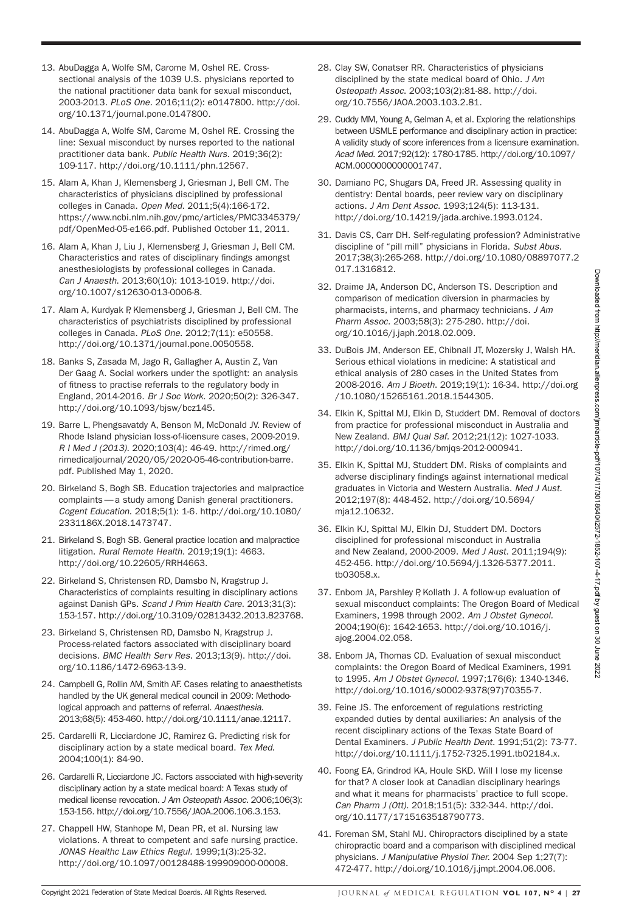13. AbuDagga A, Wolfe SM, Carome M, Oshel RE. Cross-sectional analysis of the 1039 U.S. physicians reported to the national practitioner data bank for sexual misconduct, 2003-2013. *PLoS One*. 2016;11(2): e0147800. http://doi.org/10.1371/journal.pone.0147800.

14. AbuDagga A, Wolfe SM, Carome M, Oshel RE. Crossing the line: Sexual misconduct by nurses reported to the national practitioner data bank. *Public Health Nurs*. 2019;36(2): 109-117. http://doi.org/10.1111/phn.12567.

15. Alam A, Khan J, Klemensberg J, Griesman J, Bell CM. The characteristics of physicians disciplined by professional colleges in Canada. *Open Med*. 2011;5(4):166-172. https://www.ncbi.nlm.nih.gov/pmc/articles/PMC3345379/pdf/OpenMed-05-e166.pdf. Published October 11, 2011.

16. Alam A, Khan J, Liu J, Klemensberg J, Griesman J, Bell CM. Characteristics and rates of disciplinary findings amongst anesthesiologists by professional colleges in Canada. *Can J Anaesth*. 2013;60(10): 1013-1019. http://doi.org/10.1007/s12630-013-0006-8.

17. Alam A, Kurdyak P, Klemensberg J, Griesman J, Bell CM. The characteristics of psychiatrists disciplined by professional colleges in Canada. *PLoS One*. 2012;7(11): e50558. http://doi.org/10.1371/journal.pone.0050558.

18. Banks S, Zasada M, Jago R, Gallagher A, Austin Z, Van Der Gaag A. Social workers under the spotlight: an analysis of fitness to practise referrals to the regulatory body in England, 2014-2016. *Br J Soc Work*. 2020;50(2): 326-347. http://doi.org/10.1093/bjsw/bcz145.

19. Barre L, Phengsavatdy A, Benson M, McDonald JV. Review of Rhode Island physician loss-of-licensure cases, 2009-2019. *R I Med J (2013)*. 2020;103(4): 46-49. http://rimed.org/rimedicaljournal/2020/05/2020-05-46-contribution-barre.pdf. Published May 1, 2020.

20. Birkeland S, Bogh SB. Education trajectories and malpractice complaints — a study among Danish general practitioners. *Cogent Education*. 2018;5(1): 1-6. http://doi.org/10.1080/2331186X.2018.1473747.

21. Birkeland S, Bogh SB. General practice location and malpractice litigation. *Rural Remote Health*. 2019;19(1): 4663. http://doi.org/10.22605/RRH4663.

22. Birkeland S, Christensen RD, Damsbo N, Kragstrup J. Characteristics of complaints resulting in disciplinary actions against Danish GPs. *Scand J Prim Health Care*. 2013;31(3): 153-157. http://doi.org/10.3109/02813432.2013.823768.

23. Birkeland S, Christensen RD, Damsbo N, Kragstrup J. Process-related factors associated with disciplinary board decisions. *BMC Health Serv Res*. 2013;13(9). http://doi.org/10.1186/1472-6963-13-9.

24. Campbell G, Rollin AM, Smith AF. Cases relating to anaesthetists handled by the UK general medical council in 2009: Methodological approach and patterns of referral. *Anaesthesia*. 2013;68(5): 453-460. http://doi.org/10.1111/anae.12117.

25. Cardarelli R, Licciardone JC, Ramirez G. Predicting risk for disciplinary action by a state medical board. *Tex Med*. 2004;100(1): 84-90.

26. Cardarelli R, Licciardone JC. Factors associated with high-severity disciplinary action by a state medical board: A Texas study of medical license revocation. *J Am Osteopath Assoc*. 2006;106(3): 153-156. http://doi.org/10.7556/JAOA.2006.106.3.153.

27. Chappell HW, Stanhope M, Dean PR, et al. Nursing law violations. A threat to competent and safe nursing practice. *JONAS Healthc Law Ethics Regul*. 1999;1(3):25-32. http://doi.org/10.1097/00128488-199909000-00008.

28. Clay SW, Conatser RR. Characteristics of physicians disciplined by the state medical board of Ohio. *J Am Osteopath Assoc*. 2003;103(2):81-88. http://doi.org/10.7556/JAOA.2003.103.2.81.

29. Cuddy MM, Young A, Gelman A, et al. Exploring the relationships between USMLE performance and disciplinary action in practice: A validity study of score inferences from a licensure examination. *Acad Med*. 2017;92(12): 1780-1785. http://doi.org/10.1097/ACM.0000000000001747.

30. Damiano PC, Shugars DA, Freed JR. Assessing quality in dentistry: Dental boards, peer review vary on disciplinary actions. *J Am Dent Assoc*. 1993;124(5): 113-131. http://doi.org/10.14219/jada.archive.1993.0124.

31. Davis CS, Carr DH. Self-regulating profession? Administrative discipline of "pill mill" physicians in Florida. *Subst Abus*. 2017;38(3):265-268. http://doi.org/10.1080/08897077.2017.1316812.

32. Draime JA, Anderson DC, Anderson TS. Description and comparison of medication diversion in pharmacies by pharmacists, interns, and pharmacy technicians. *J Am Pharm Assoc*. 2003;58(3): 275-280. http://doi.org/10.1016/j.japh.2018.02.009.

33. DuBois JM, Anderson EE, Chibnall JT, Mozersky J, Walsh HA. Serious ethical violations in medicine: A statistical and ethical analysis of 280 cases in the United States from 2008-2016. *Am J Bioeth*. 2019;19(1): 16-34. http://doi.org/10.1080/15265161.2018.1544305.

34. Elkin K, Spittal MJ, Elkin D, Studdert DM. Removal of doctors from practice for professional misconduct in Australia and New Zealand. *BMJ Qual Saf*. 2012;21(12): 1027-1033. http://doi.org/10.1136/bmjqs-2012-000941.

35. Elkin K, Spittal MJ, Studdert DM. Risks of complaints and adverse disciplinary findings against international medical graduates in Victoria and Western Australia. *Med J Aust*. 2012;197(8): 448-452. http://doi.org/10.5694/mja12.10632.

36. Elkin KJ, Spittal MJ, Elkin DJ, Studdert DM. Doctors disciplined for professional misconduct in Australia and New Zealand, 2000-2009. *Med J Aust*. 2011;194(9): 452-456. http://doi.org/10.5694/j.1326-5377.2011.tb03058.x.

37. Enbom JA, Parshley P, Kollath J. A follow-up evaluation of sexual misconduct complaints: The Oregon Board of Medical Examiners, 1998 through 2002. *Am J Obstet Gynecol*. 2004;190(6): 1642-1653. http://doi.org/10.1016/j.ajog.2004.02.058.

38. Enbom JA, Thomas CD. Evaluation of sexual misconduct complaints: the Oregon Board of Medical Examiners, 1991 to 1995. *Am J Obstet Gynecol*. 1997;176(6): 1340-1346. http://doi.org/10.1016/s0002-9378(97)70355-7.

39. Feine JS. The enforcement of regulations restricting expanded duties by dental auxiliaries: An analysis of the recent disciplinary actions of the Texas State Board of Dental Examiners. *J Public Health Dent*. 1991;51(2): 73-77. http://doi.org/10.1111/j.1752-7325.1991.tb02184.x.

40. Foong EA, Grindrod KA, Houle SKD. Will I lose my license for that? A closer look at Canadian disciplinary hearings and what it means for pharmacists' practice to full scope. *Can Pharm J (Ott)*. 2018;151(5): 332-344. http://doi.org/10.1177/1715163518790773.

41. Foreman SM, Stahl MJ. Chiropractors disciplined by a state chiropractic board and a comparison with disciplined medical physicians. *J Manipulative Physiol Ther*. 2004 Sep 1;27(7): 472-477. http://doi.org/10.1016/j.jmpt.2004.06.006.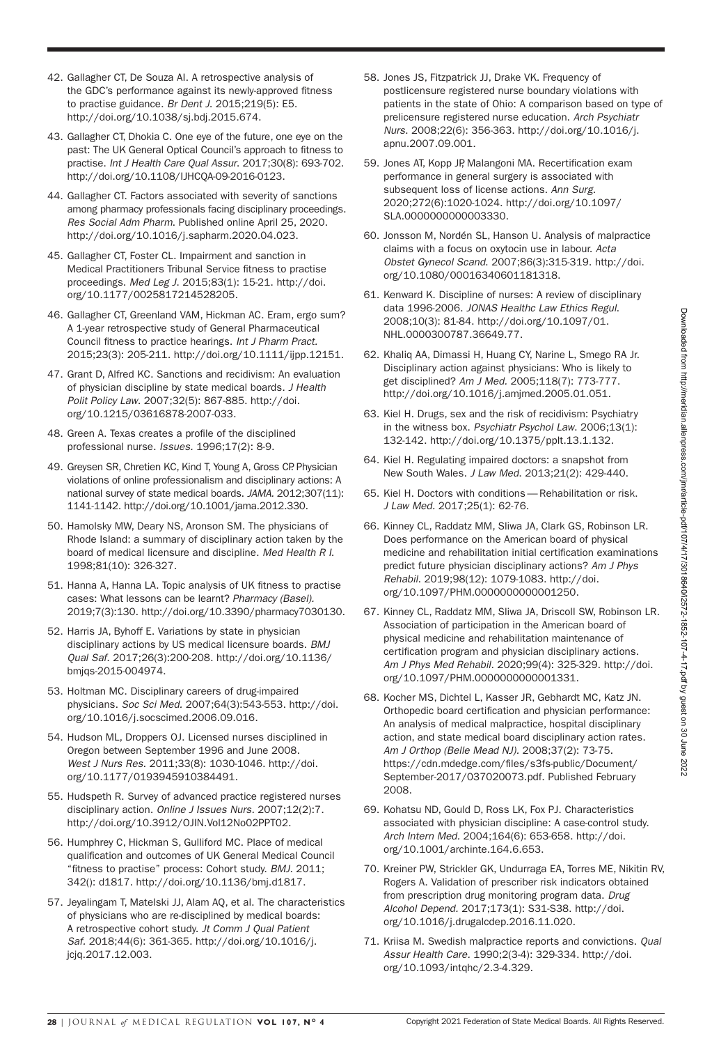42. Gallagher CT, De Souza AI. A retrospective analysis of the GDC's performance against its newly-approved fitness to practise guidance. *Br Dent J*. 2015;219(5): E5. http://doi.org/10.1038/sj.bdj.2015.674.

43. Gallagher CT, Dhokia C. One eye of the future, one eye on the past: The UK General Optical Council's approach to fitness to practise. *Int J Health Care Qual Assur*. 2017;30(8): 693-702. http://doi.org/10.1108/IJHCQA-09-2016-0123.

44. Gallagher CT. Factors associated with severity of sanctions among pharmacy professionals facing disciplinary proceedings. *Res Social Adm Pharm*. Published online April 25, 2020. http://doi.org/10.1016/j.sapharm.2020.04.023.

45. Gallagher CT, Foster CL. Impairment and sanction in Medical Practitioners Tribunal Service fitness to practise proceedings. *Med Leg J*. 2015;83(1): 15-21. http://doi.org/10.1177/0025817214528205.

46. Gallagher CT, Greenland VAM, Hickman AC. Eram, ergo sum? A 1-year retrospective study of General Pharmaceutical Council fitness to practise hearings. *Int J Pharm Pract.* 2015;23(3): 205-211. http://doi.org/10.1111/ijpp.12151.

47. Grant D, Alfred KC. Sanctions and recidivism: An evaluation of physician discipline by state medical boards. *J Health Polit Policy Law*. 2007;32(5): 867-885. http://doi.org/10.1215/03616878-2007-033.

48. Green A. Texas creates a profile of the disciplined professional nurse. *Issues.* 1996;17(2): 8-9.

49. Greysen SR, Chretien KC, Kind T, Young A, Gross CP. Physician violations of online professionalism and disciplinary actions: A national survey of state medical boards. *JAMA*. 2012;307(11): 1141-1142. http://doi.org/10.1001/jama.2012.330.

50. Hamolsky MW, Deary NS, Aronson SM. The physicians of Rhode Island: a summary of disciplinary action taken by the board of medical licensure and discipline. *Med Health R I*. 1998;81(10): 326-327.

51. Hanna A, Hanna LA. Topic analysis of UK fitness to practise cases: What lessons can be learnt? *Pharmacy (Basel).* 2019;7(3):130. http://doi.org/10.3390/pharmacy7030130.

52. Harris JA, Byhoff E. Variations by state in physician disciplinary actions by US medical licensure boards. *BMJ Qual Saf*. 2017;26(3):200-208. http://doi.org/10.1136/bmjqs-2015-004974.

53. Holtman MC. Disciplinary careers of drug-impaired physicians. *Soc Sci Med.* 2007;64(3):543-553. http://doi.org/10.1016/j.socscimed.2006.09.016.

54. Hudson ML, Droppers OJ. Licensed nurses disciplined in Oregon between September 1996 and June 2008. *West J Nurs Res*. 2011;33(8): 1030-1046. http://doi.org/10.1177/0193945910384491.

55. Hudspeth R. Survey of advanced practice registered nurses disciplinary action. *Online J Issues Nurs*. 2007;12(2):7. http://doi.org/10.3912/OJIN.Vol12No02PPT02.

56. Humphrey C, Hickman S, Gulliford MC. Place of medical qualification and outcomes of UK General Medical Council "fitness to practise" process: Cohort study. *BMJ*. 2011; 342(): d1817. http://doi.org/10.1136/bmj.d1817.

57. Jeyalingam T, Matelski JJ, Alam AQ, et al. The characteristics of physicians who are re-disciplined by medical boards: A retrospective cohort study. *Jt Comm J Qual Patient Saf*. 2018;44(6): 361-365. http://doi.org/10.1016/j.jcjq.2017.12.003.

58. Jones JS, Fitzpatrick JJ, Drake VK. Frequency of postlicensure registered nurse boundary violations with patients in the state of Ohio: A comparison based on type of prelicensure registered nurse education. *Arch Psychiatr Nurs*. 2008;22(6): 356-363. http://doi.org/10.1016/j.apnu.2007.09.001.

59. Jones AT, Kopp JP, Malangoni MA. Recertification exam performance in general surgery is associated with subsequent loss of license actions. *Ann Surg.* 2020;272(6):1020-1024. http://doi.org/10.1097/SLA.0000000000003330.

60. Jonsson M, Nordén SL, Hanson U. Analysis of malpractice claims with a focus on oxytocin use in labour. *Acta Obstet Gynecol Scand.* 2007;86(3):315-319. http://doi.org/10.1080/00016340601181318.

61. Kenward K. Discipline of nurses: A review of disciplinary data 1996-2006. *JONAS Healthc Law Ethics Regul*. 2008;10(3): 81-84. http://doi.org/10.1097/01.NHL.0000300787.36649.77.

62. Khaliq AA, Dimassi H, Huang CY, Narine L, Smego RA Jr. Disciplinary action against physicians: Who is likely to get disciplined? *Am J Med.* 2005;118(7): 773-777. http://doi.org/10.1016/j.amjmed.2005.01.051.

63. Kiel H. Drugs, sex and the risk of recidivism: Psychiatry in the witness box. *Psychiatr Psychol Law*. 2006;13(1): 132-142. http://doi.org/10.1375/pplt.13.1.132.

64. Kiel H. Regulating impaired doctors: a snapshot from New South Wales. *J Law Med.* 2013;21(2): 429-440.

65. Kiel H. Doctors with conditions — Rehabilitation or risk. *J Law Med.* 2017;25(1): 62-76.

66. Kinney CL, Raddatz MM, Sliwa JA, Clark GS, Robinson LR. Does performance on the American board of physical medicine and rehabilitation initial certification examinations predict future physician disciplinary actions? *Am J Phys Rehabil*. 2019;98(12): 1079-1083. http://doi.org/10.1097/PHM.0000000000001250.

67. Kinney CL, Raddatz MM, Sliwa JA, Driscoll SW, Robinson LR. Association of participation in the American board of physical medicine and rehabilitation maintenance of certification program and physician disciplinary actions. *Am J Phys Med Rehabil*. 2020;99(4): 325-329. http://doi.org/10.1097/PHM.0000000000001331.

68. Kocher MS, Dichtel L, Kasser JR, Gebhardt MC, Katz JN. Orthopedic board certification and physician performance: An analysis of medical malpractice, hospital disciplinary action, and state medical board disciplinary action rates. *Am J Orthop (Belle Mead NJ)*. 2008;37(2): 73-75. https://cdn.mdedge.com/files/s3fs-public/Document/September-2017/037020073.pdf. Published February 2008.

69. Kohatsu ND, Gould D, Ross LK, Fox PJ. Characteristics associated with physician discipline: A case-control study. *Arch Intern Med*. 2004;164(6): 653-658. http://doi.org/10.1001/archinte.164.6.653.

70. Kreiner PW, Strickler GK, Undurraga EA, Torres ME, Nikitin RV, Rogers A. Validation of prescriber risk indicators obtained from prescription drug monitoring program data. *Drug Alcohol Depend.* 2017;173(1): S31-S38. http://doi.org/10.1016/j.drugalcdep.2016.11.020.

71. Kriisa M. Swedish malpractice reports and convictions. *Qual Assur Health Care*. 1990;2(3-4): 329-334. http://doi.org/10.1093/intqhc/2.3-4.329.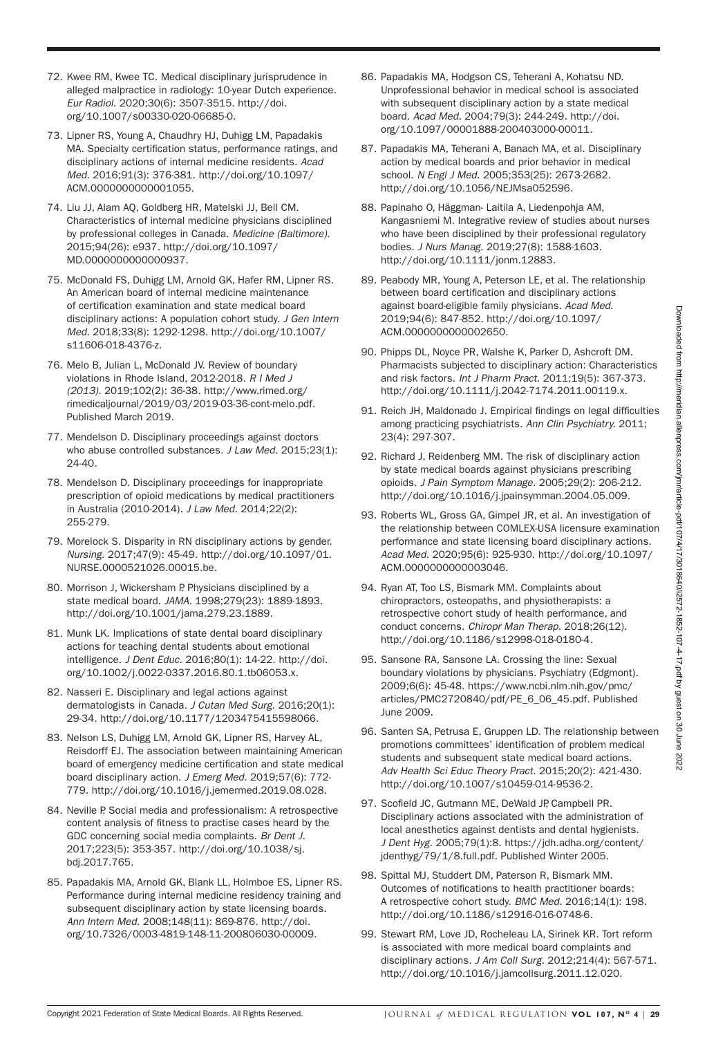72. Kwee RM, Kwee TC. Medical disciplinary jurisprudence in alleged malpractice in radiology: 10-year Dutch experience. *Eur Radiol.* 2020;30(6): 3507-3515. http://doi.org/10.1007/s00330-020-06685-0.

73. Lipner RS, Young A, Chaudhry HJ, Duhigg LM, Papadakis MA. Specialty certification status, performance ratings, and disciplinary actions of internal medicine residents. *Acad Med.* 2016;91(3): 376-381. http://doi.org/10.1097/ACM.0000000000001055.

74. Liu JJ, Alam AQ, Goldberg HR, Matelski JJ, Bell CM. Characteristics of internal medicine physicians disciplined by professional colleges in Canada. *Medicine (Baltimore).* 2015;94(26): e937. http://doi.org/10.1097/MD.0000000000000937.

75. McDonald FS, Duhigg LM, Arnold GK, Hafer RM, Lipner RS. An American board of internal medicine maintenance of certification examination and state medical board disciplinary actions: A population cohort study. *J Gen Intern Med.* 2018;33(8): 1292-1298. http://doi.org/10.1007/s11606-018-4376-z.

76. Melo B, Julian L, McDonald JV. Review of boundary violations in Rhode Island, 2012-2018. *R I Med J (2013).* 2019;102(2): 36-38. http://www.rimed.org/rimedicaljournal/2019/03/2019-03-36-cont-melo.pdf. Published March 2019.

77. Mendelson D. Disciplinary proceedings against doctors who abuse controlled substances. *J Law Med.* 2015;23(1): 24-40.

78. Mendelson D. Disciplinary proceedings for inappropriate prescription of opioid medications by medical practitioners in Australia (2010-2014). *J Law Med.* 2014;22(2): 255-279.

79. Morelock S. Disparity in RN disciplinary actions by gender. *Nursing.* 2017;47(9): 45-49. http://doi.org/10.1097/01.NURSE.0000521026.00015.be.

80. Morrison J, Wickersham P. Physicians disciplined by a state medical board. *JAMA.* 1998;279(23): 1889-1893. http://doi.org/10.1001/jama.279.23.1889.

81. Munk LK. Implications of state dental board disciplinary actions for teaching dental students about emotional intelligence. *J Dent Educ.* 2016;80(1): 14-22. http://doi.org/10.1002/j.0022-0337.2016.80.1.tb06053.x.

82. Nasseri E. Disciplinary and legal actions against dermatologists in Canada. *J Cutan Med Surg.* 2016;20(1): 29-34. http://doi.org/10.1177/1203475415598066.

83. Nelson LS, Duhigg LM, Arnold GK, Lipner RS, Harvey AL, Reisdorff EJ. The association between maintaining American board of emergency medicine certification and state medical board disciplinary action. *J Emerg Med.* 2019;57(6): 772-779. http://doi.org/10.1016/j.jemermed.2019.08.028.

84. Neville P. Social media and professionalism: A retrospective content analysis of fitness to practise cases heard by the GDC concerning social media complaints. *Br Dent J.* 2017;223(5): 353-357. http://doi.org/10.1038/sj.bdj.2017.765.

85. Papadakis MA, Arnold GK, Blank LL, Holmboe ES, Lipner RS. Performance during internal medicine residency training and subsequent disciplinary action by state licensing boards. *Ann Intern Med.* 2008;148(11): 869-876. http://doi.org/10.7326/0003-4819-148-11-200806030-00009.

86. Papadakis MA, Hodgson CS, Teherani A, Kohatsu ND. Unprofessional behavior in medical school is associated with subsequent disciplinary action by a state medical board. *Acad Med.* 2004;79(3): 244-249. http://doi.org/10.1097/00001888-200403000-00011.

87. Papadakis MA, Teherani A, Banach MA, et al. Disciplinary action by medical boards and prior behavior in medical school. *N Engl J Med.* 2005;353(25): 2673-2682. http://doi.org/10.1056/NEJMsa052596.

88. Papinaho O, Häggman- Laitila A, Liedenpohja AM, Kangasniemi M. Integrative review of studies about nurses who have been disciplined by their professional regulatory bodies. *J Nurs Manag.* 2019;27(8): 1588-1603. http://doi.org/10.1111/jonm.12883.

89. Peabody MR, Young A, Peterson LE, et al. The relationship between board certification and disciplinary actions against board-eligible family physicians. *Acad Med.* 2019;94(6): 847-852. http://doi.org/10.1097/ACM.0000000000002650.

90. Phipps DL, Noyce PR, Walshe K, Parker D, Ashcroft DM. Pharmacists subjected to disciplinary action: Characteristics and risk factors. *Int J Pharm Pract.* 2011;19(5): 367-373. http://doi.org/10.1111/j.2042-7174.2011.00119.x.

91. Reich JH, Maldonado J. Empirical findings on legal difficulties among practicing psychiatrists. *Ann Clin Psychiatry.* 2011; 23(4): 297-307.

92. Richard J, Reidenberg MM. The risk of disciplinary action by state medical boards against physicians prescribing opioids. *J Pain Symptom Manage.* 2005;29(2): 206-212. http://doi.org/10.1016/j.jpainsymman.2004.05.009.

93. Roberts WL, Gross GA, Gimpel JR, et al. An investigation of the relationship between COMLEX-USA licensure examination performance and state licensing board disciplinary actions. *Acad Med.* 2020;95(6): 925-930. http://doi.org/10.1097/ACM.0000000000003046.

94. Ryan AT, Too LS, Bismark MM. Complaints about chiropractors, osteopaths, and physiotherapists: a retrospective cohort study of health performance, and conduct concerns. *Chiropr Man Therap.* 2018;26(12). http://doi.org/10.1186/s12998-018-0180-4.

95. Sansone RA, Sansone LA. Crossing the line: Sexual boundary violations by physicians. Psychiatry (Edgmont). 2009;6(6): 45-48. https://www.ncbi.nlm.nih.gov/pmc/articles/PMC2720840/pdf/PE_6_06_45.pdf. Published June 2009.

96. Santen SA, Petrusa E, Gruppen LD. The relationship between promotions committees' identification of problem medical students and subsequent state medical board actions. *Adv Health Sci Educ Theory Pract.* 2015;20(2): 421-430. http://doi.org/10.1007/s10459-014-9536-2.

97. Scofield JC, Gutmann ME, DeWald JP, Campbell PR. Disciplinary actions associated with the administration of local anesthetics against dentists and dental hygienists. *J Dent Hyg.* 2005;79(1):8. https://jdh.adha.org/content/jdenthyg/79/1/8.full.pdf. Published Winter 2005.

98. Spittal MJ, Studdert DM, Paterson R, Bismark MM. Outcomes of notifications to health practitioner boards: A retrospective cohort study. *BMC Med.* 2016;14(1): 198. http://doi.org/10.1186/s12916-016-0748-6.

99. Stewart RM, Love JD, Rocheleau LA, Sirinek KR. Tort reform is associated with more medical board complaints and disciplinary actions. *J Am Coll Surg.* 2012;214(4): 567-571. http://doi.org/10.1016/j.jamcollsurg.2011.12.020.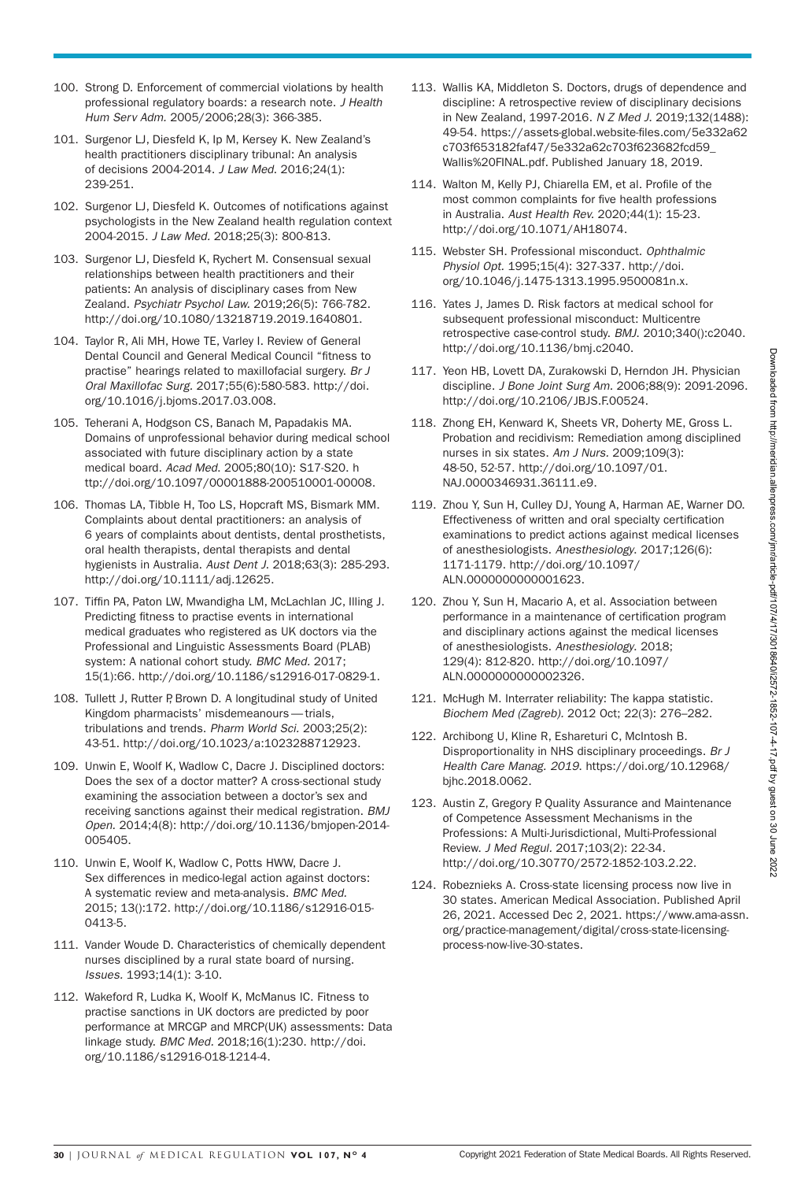100. Strong D. Enforcement of commercial violations by health professional regulatory boards: a research note. *J Health Hum Serv Adm.* 2005/2006;28(3): 366-385.

101. Surgenor LJ, Diesfeld K, Ip M, Kersey K. New Zealand's health practitioners disciplinary tribunal: An analysis of decisions 2004-2014. *J Law Med.* 2016;24(1): 239-251.

102. Surgenor LJ, Diesfeld K. Outcomes of notifications against psychologists in the New Zealand health regulation context 2004-2015. *J Law Med.* 2018;25(3): 800-813.

103. Surgenor LJ, Diesfeld K, Rychert M. Consensual sexual relationships between health practitioners and their patients: An analysis of disciplinary cases from New Zealand. *Psychiatr Psychol Law.* 2019;26(5): 766-782. http://doi.org/10.1080/13218719.2019.1640801.

104. Taylor R, Ali MH, Howe TE, Varley I. Review of General Dental Council and General Medical Council "fitness to practise" hearings related to maxillofacial surgery. *Br J Oral Maxillofac Surg.* 2017;55(6):580-583. http://doi.org/10.1016/j.bjoms.2017.03.008.

105. Teherani A, Hodgson CS, Banach M, Papadakis MA. Domains of unprofessional behavior during medical school associated with future disciplinary action by a state medical board. *Acad Med.* 2005;80(10): S17-S20. h ttp://doi.org/10.1097/00001888-200510001-00008.

106. Thomas LA, Tibble H, Too LS, Hopcraft MS, Bismark MM. Complaints about dental practitioners: an analysis of 6 years of complaints about dentists, dental prosthetists, oral health therapists, dental therapists and dental hygienists in Australia. *Aust Dent J.* 2018;63(3): 285-293. http://doi.org/10.1111/adj.12625.

107. Tiffin PA, Paton LW, Mwandigha LM, McLachlan JC, Illing J. Predicting fitness to practise events in international medical graduates who registered as UK doctors via the Professional and Linguistic Assessments Board (PLAB) system: A national cohort study. *BMC Med.* 2017; 15(1):66. http://doi.org/10.1186/s12916-017-0829-1.

108. Tullett J, Rutter P, Brown D. A longitudinal study of United Kingdom pharmacists' misdemeanours — trials, tribulations and trends. *Pharm World Sci.* 2003;25(2): 43-51. http://doi.org/10.1023/a:1023288712923.

109. Unwin E, Woolf K, Wadlow C, Dacre J. Disciplined doctors: Does the sex of a doctor matter? A cross-sectional study examining the association between a doctor's sex and receiving sanctions against their medical registration. *BMJ Open.* 2014;4(8): http://doi.org/10.1136/bmjopen-2014-005405.

110. Unwin E, Woolf K, Wadlow C, Potts HWW, Dacre J. Sex differences in medico-legal action against doctors: A systematic review and meta-analysis. *BMC Med.* 2015; 13():172. http://doi.org/10.1186/s12916-015-0413-5.

111. Vander Woude D. Characteristics of chemically dependent nurses disciplined by a rural state board of nursing. *Issues.* 1993;14(1): 3-10.

112. Wakeford R, Ludka K, Woolf K, McManus IC. Fitness to practise sanctions in UK doctors are predicted by poor performance at MRCGP and MRCP(UK) assessments: Data linkage study. *BMC Med.* 2018;16(1):230. http://doi.org/10.1186/s12916-018-1214-4.

113. Wallis KA, Middleton S. Doctors, drugs of dependence and discipline: A retrospective review of disciplinary decisions in New Zealand, 1997-2016. *N Z Med J.* 2019;132(1488): 49-54. https://assets-global.website-files.com/5e332a62c703f653182faf47/5e332a62c703f623682fcd59_Wallis%20FINAL.pdf. Published January 18, 2019.

114. Walton M, Kelly PJ, Chiarella EM, et al. Profile of the most common complaints for five health professions in Australia. *Aust Health Rev.* 2020;44(1): 15-23. http://doi.org/10.1071/AH18074.

115. Webster SH. Professional misconduct. *Ophthalmic Physiol Opt.* 1995;15(4): 327-337. http://doi.org/10.1046/j.1475-1313.1995.9500081n.x.

116. Yates J, James D. Risk factors at medical school for subsequent professional misconduct: Multicentre retrospective case-control study. *BMJ.* 2010;340():c2040. http://doi.org/10.1136/bmj.c2040.

117. Yeon HB, Lovett DA, Zurakowski D, Herndon JH. Physician discipline. *J Bone Joint Surg Am.* 2006;88(9): 2091-2096. http://doi.org/10.2106/JBJS.F.00524.

118. Zhong EH, Kenward K, Sheets VR, Doherty ME, Gross L. Probation and recidivism: Remediation among disciplined nurses in six states. *Am J Nurs.* 2009;109(3): 48-50, 52-57. http://doi.org/10.1097/01.NAJ.0000346931.36111.e9.

119. Zhou Y, Sun H, Culley DJ, Young A, Harman AE, Warner DO. Effectiveness of written and oral specialty certification examinations to predict actions against medical licenses of anesthesiologists. *Anesthesiology.* 2017;126(6): 1171-1179. http://doi.org/10.1097/ALN.0000000000001623.

120. Zhou Y, Sun H, Macario A, et al. Association between performance in a maintenance of certification program and disciplinary actions against the medical licenses of anesthesiologists. *Anesthesiology.* 2018; 129(4): 812-820. http://doi.org/10.1097/ALN.0000000000002326.

121. McHugh M. Interrater reliability: The kappa statistic. *Biochem Med (Zagreb).* 2012 Oct; 22(3): 276–282.

122. Archibong U, Kline R, Eshareturi C, McIntosh B. Disproportionality in NHS disciplinary proceedings. *Br J Health Care Manag. 2019.* https://doi.org/10.12968/bjhc.2018.0062.

123. Austin Z, Gregory P. Quality Assurance and Maintenance of Competence Assessment Mechanisms in the Professions: A Multi-Jurisdictional, Multi-Professional Review. *J Med Regul.* 2017;103(2): 22-34. http://doi.org/10.30770/2572-1852-103.2.22.

124. Robeznieks A. Cross-state licensing process now live in 30 states. American Medical Association. Published April 26, 2021. Accessed Dec 2, 2021. https://www.ama-assn.org/practice-management/digital/cross-state-licensing-process-now-live-30-states.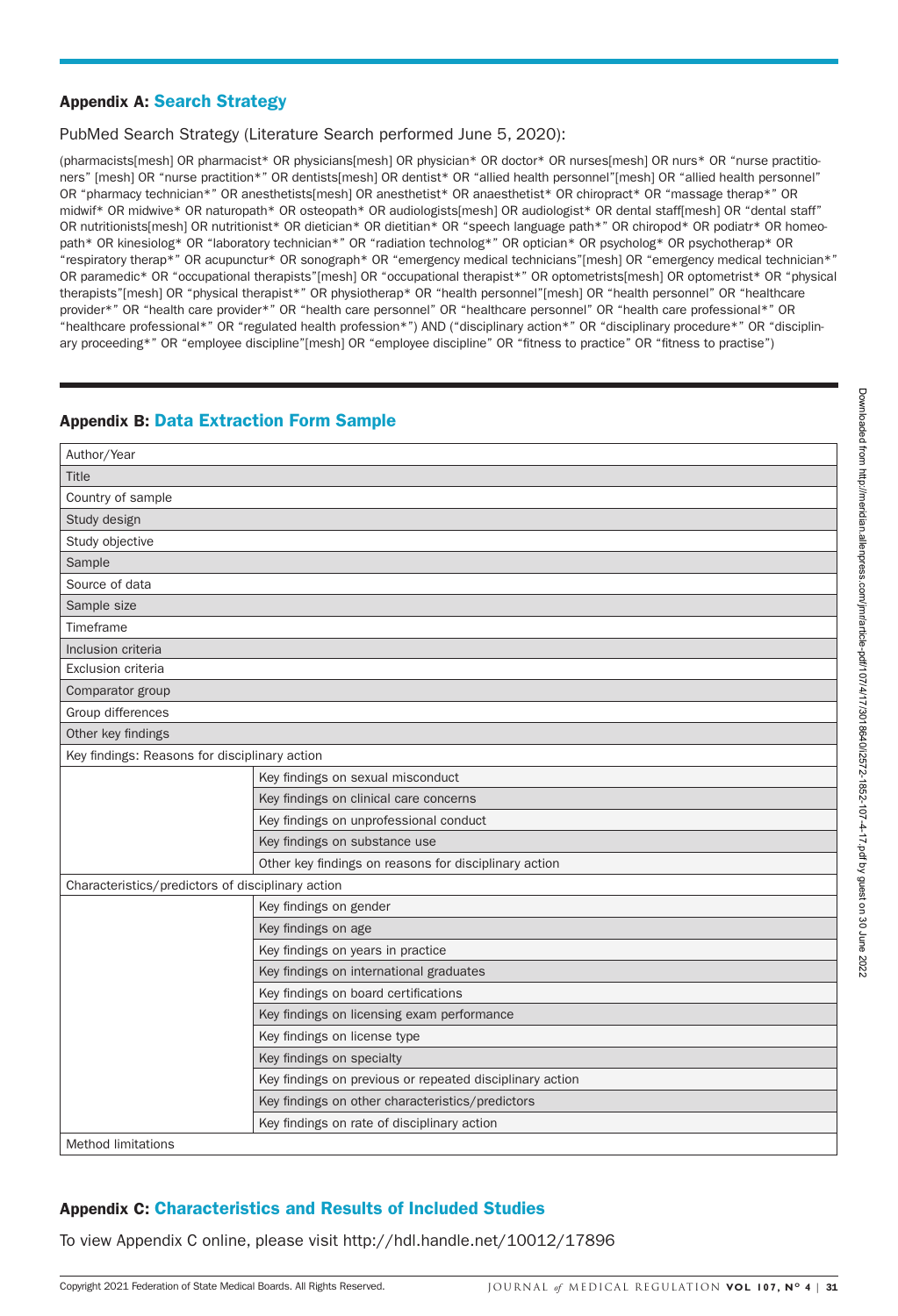## Appendix A: Search Strategy

PubMed Search Strategy (Literature Search performed June 5, 2020):

(pharmacists[mesh] OR pharmacist* OR physicians[mesh] OR physician* OR doctor* OR nurses[mesh] OR nurs* OR "nurse practitioners" [mesh] OR "nurse practition*" OR dentists[mesh] OR dentist* OR "allied health personnel"[mesh] OR "allied health personnel" OR "pharmacy technician*" OR anesthetists[mesh] OR anesthetist* OR anaesthetist* OR chiropract* OR "massage therap*" OR midwif* OR midwive* OR naturopath* OR osteopath* OR audiologists[mesh] OR audiologist* OR dental staff[mesh] OR "dental staff" OR nutritionists[mesh] OR nutritionist* OR dietician* OR dietitian* OR "speech language path*" OR chiropod* OR podiatr* OR homeopath* OR kinesiolog* OR "laboratory technician*" OR "radiation technolog*" OR optician* OR psycholog* OR psychotherap* OR "respiratory therap*" OR acupunctur* OR sonograph* OR "emergency medical technicians"[mesh] OR "emergency medical technician*" OR paramedic* OR "occupational therapists"[mesh] OR "occupational therapist*" OR optometrists[mesh] OR optometrist* OR "physical therapists"[mesh] OR "physical therapist*" OR physiotherap* OR "health personnel"[mesh] OR "health personnel" OR "healthcare provider*" OR "health care provider*" OR "health care personnel" OR "healthcare personnel" OR "health care professional*" OR "healthcare professional*" OR "regulated health profession*") AND ("disciplinary action*" OR "disciplinary procedure*" OR "disciplinary proceeding*" OR "employee discipline"[mesh] OR "employee discipline" OR "fitness to practice" OR "fitness to practise")

## Appendix B: Data Extraction Form Sample

| | |
|---|---|
| Author/Year | |
| Title | |
| Country of sample | |
| Study design | |
| Study objective | |
| Sample | |
| Source of data | |
| Sample size | |
| Timeframe | |
| Inclusion criteria | |
| Exclusion criteria | |
| Comparator group | |
| Group differences | |
| Other key findings | |
| Key findings: Reasons for disciplinary action | |
| | Key findings on sexual misconduct |
| | Key findings on clinical care concerns |
| | Key findings on unprofessional conduct |
| | Key findings on substance use |
| | Other key findings on reasons for disciplinary action |
| Characteristics/predictors of disciplinary action | |
| | Key findings on gender |
| | Key findings on age |
| | Key findings on years in practice |
| | Key findings on international graduates |
| | Key findings on board certifications |
| | Key findings on licensing exam performance |
| | Key findings on license type |
| | Key findings on specialty |
| | Key findings on previous or repeated disciplinary action |
| | Key findings on other characteristics/predictors |
| | Key findings on rate of disciplinary action |
| Method limitations | |

## Appendix C: Characteristics and Results of Included Studies

To view Appendix C online, please visit http://hdl.handle.net/10012/17896